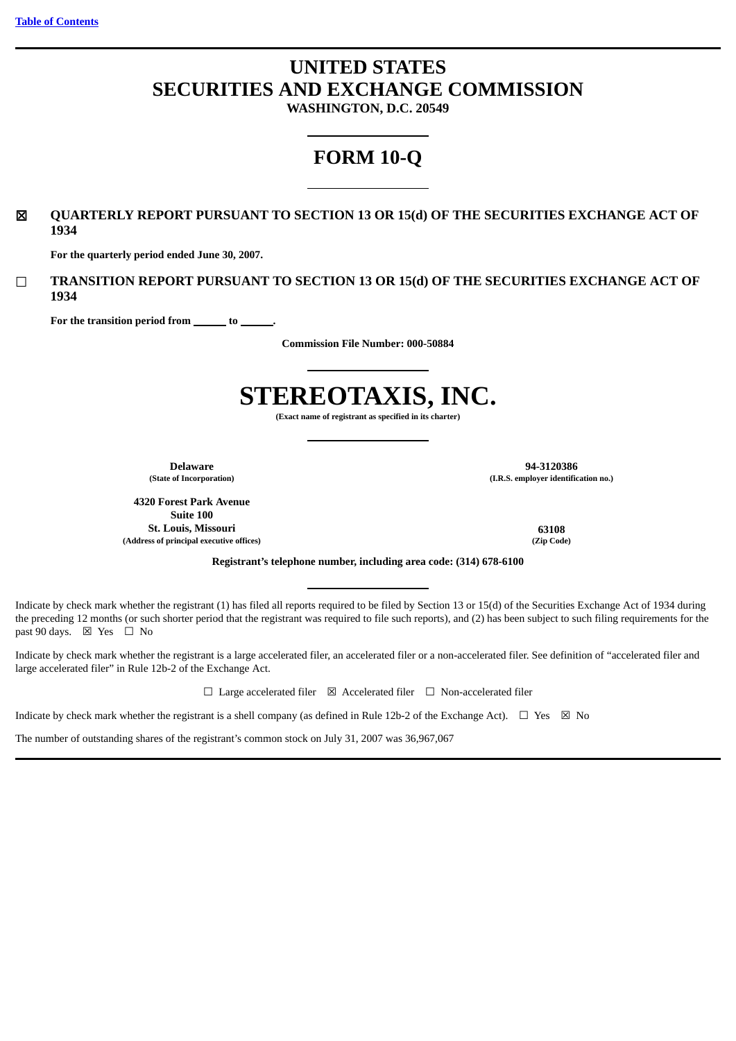[Table of Contents](#)

# UNITED STATES
# SECURITIES AND EXCHANGE COMMISSION

**WASHINGTON, D.C. 20549**

# FORM 10-Q

☒ **QUARTERLY REPORT PURSUANT TO SECTION 13 OR 15(d) OF THE SECURITIES EXCHANGE ACT OF 1934**

**For the quarterly period ended June 30, 2007.**

☐ **TRANSITION REPORT PURSUANT TO SECTION 13 OR 15(d) OF THE SECURITIES EXCHANGE ACT OF 1934**

**For the transition period from ______ to ______.**

**Commission File Number: 000-50884**

# STEREOTAXIS, INC.

**(Exact name of registrant as specified in its charter)**

| | |
|---|---|
| **Delaware** | **94-3120386** |
| **(State of Incorporation)** | **(I.R.S. employer identification no.)** |
| **4320 Forest Park Avenue** | |
| **Suite 100** | |
| **St. Louis, Missouri** | **63108** |
| **(Address of principal executive offices)** | **(Zip Code)** |

**Registrant's telephone number, including area code: (314) 678-6100**

Indicate by check mark whether the registrant (1) has filed all reports required to be filed by Section 13 or 15(d) of the Securities Exchange Act of 1934 during the preceding 12 months (or such shorter period that the registrant was required to file such reports), and (2) has been subject to such filing requirements for the past 90 days. ☒ Yes ☐ No

Indicate by check mark whether the registrant is a large accelerated filer, an accelerated filer or a non-accelerated filer. See definition of "accelerated filer and large accelerated filer" in Rule 12b-2 of the Exchange Act.

☐ Large accelerated filer ☒ Accelerated filer ☐ Non-accelerated filer

Indicate by check mark whether the registrant is a shell company (as defined in Rule 12b-2 of the Exchange Act). ☐ Yes ☒ No

The number of outstanding shares of the registrant's common stock on July 31, 2007 was 36,967,067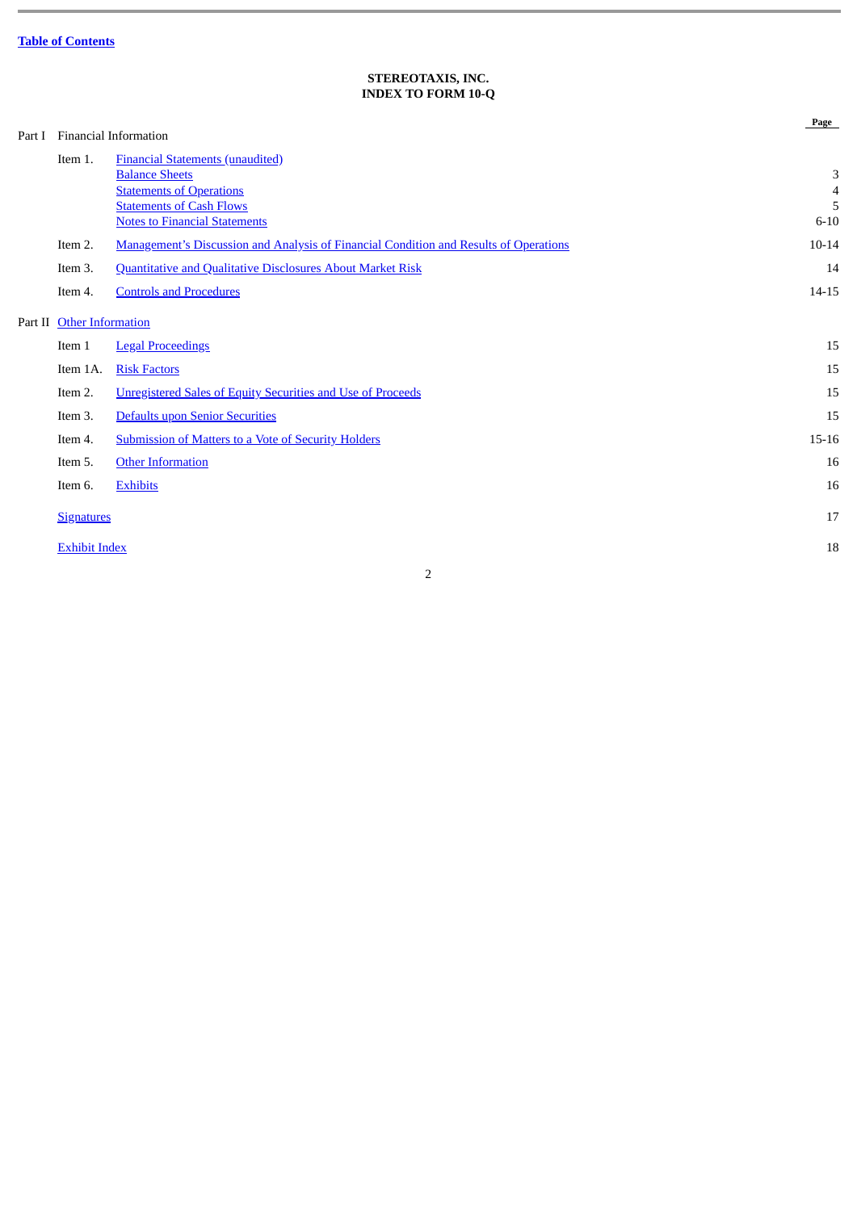**Table of Contents**

**STEREOTAXIS, INC.**
**INDEX TO FORM 10-Q**

| | | | Page |
|---|---|---|---|
| Part I | Financial Information | | |
| | Item 1. | Financial Statements (unaudited) | |
| | | Balance Sheets | 3 |
| | | Statements of Operations | 4 |
| | | Statements of Cash Flows | 5 |
| | | Notes to Financial Statements | 6-10 |
| | Item 2. | Management's Discussion and Analysis of Financial Condition and Results of Operations | 10-14 |
| | Item 3. | Quantitative and Qualitative Disclosures About Market Risk | 14 |
| | Item 4. | Controls and Procedures | 14-15 |
| Part II | Other Information | | |
| | Item 1 | Legal Proceedings | 15 |
| | Item 1A. | Risk Factors | 15 |
| | Item 2. | Unregistered Sales of Equity Securities and Use of Proceeds | 15 |
| | Item 3. | Defaults upon Senior Securities | 15 |
| | Item 4. | Submission of Matters to a Vote of Security Holders | 15-16 |
| | Item 5. | Other Information | 16 |
| | Item 6. | Exhibits | 16 |
| | Signatures | | 17 |
| | Exhibit Index | | 18 |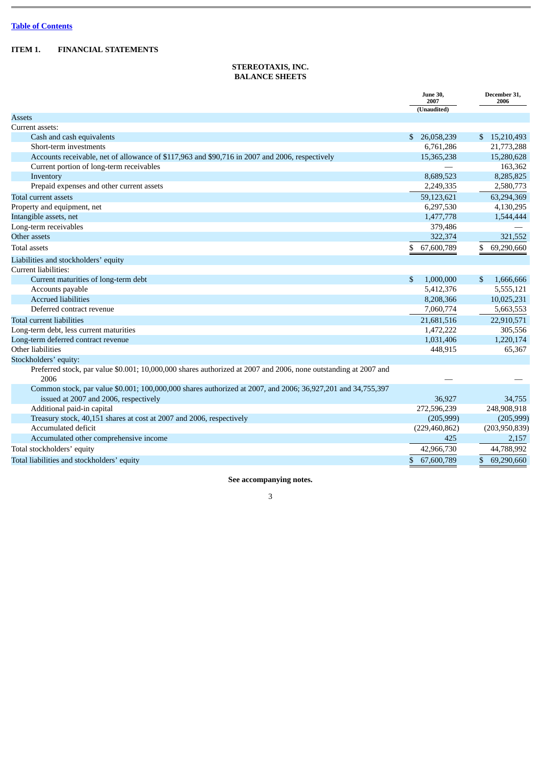Table of Contents

**ITEM 1. FINANCIAL STATEMENTS**

**STEREOTAXIS, INC.**
**BALANCE SHEETS**

| | June 30, 2007 (Unaudited) | December 31, 2006 |
|---|---|---|
| Assets | | |
| Current assets: | | |
| Cash and cash equivalents | $ 26,058,239 | $ 15,210,493 |
| Short-term investments | 6,761,286 | 21,773,288 |
| Accounts receivable, net of allowance of $117,963 and $90,716 in 2007 and 2006, respectively | 15,365,238 | 15,280,628 |
| Current portion of long-term receivables | — | 163,362 |
| Inventory | 8,689,523 | 8,285,825 |
| Prepaid expenses and other current assets | 2,249,335 | 2,580,773 |
| Total current assets | 59,123,621 | 63,294,369 |
| Property and equipment, net | 6,297,530 | 4,130,295 |
| Intangible assets, net | 1,477,778 | 1,544,444 |
| Long-term receivables | 379,486 | — |
| Other assets | 322,374 | 321,552 |
| Total assets | $ 67,600,789 | $ 69,290,660 |
| Liabilities and stockholders' equity | | |
| Current liabilities: | | |
| Current maturities of long-term debt | $ 1,000,000 | $ 1,666,666 |
| Accounts payable | 5,412,376 | 5,555,121 |
| Accrued liabilities | 8,208,366 | 10,025,231 |
| Deferred contract revenue | 7,060,774 | 5,663,553 |
| Total current liabilities | 21,681,516 | 22,910,571 |
| Long-term debt, less current maturities | 1,472,222 | 305,556 |
| Long-term deferred contract revenue | 1,031,406 | 1,220,174 |
| Other liabilities | 448,915 | 65,367 |
| Stockholders' equity: | | |
| Preferred stock, par value $0.001; 10,000,000 shares authorized at 2007 and 2006, none outstanding at 2007 and 2006 | — | — |
| Common stock, par value $0.001; 100,000,000 shares authorized at 2007, and 2006; 36,927,201 and 34,755,397 issued at 2007 and 2006, respectively | 36,927 | 34,755 |
| Additional paid-in capital | 272,596,239 | 248,908,918 |
| Treasury stock, 40,151 shares at cost at 2007 and 2006, respectively | (205,999) | (205,999) |
| Accumulated deficit | (229,460,862) | (203,950,839) |
| Accumulated other comprehensive income | 425 | 2,157 |
| Total stockholders' equity | 42,966,730 | 44,788,992 |
| Total liabilities and stockholders' equity | $ 67,600,789 | $ 69,290,660 |

**See accompanying notes.**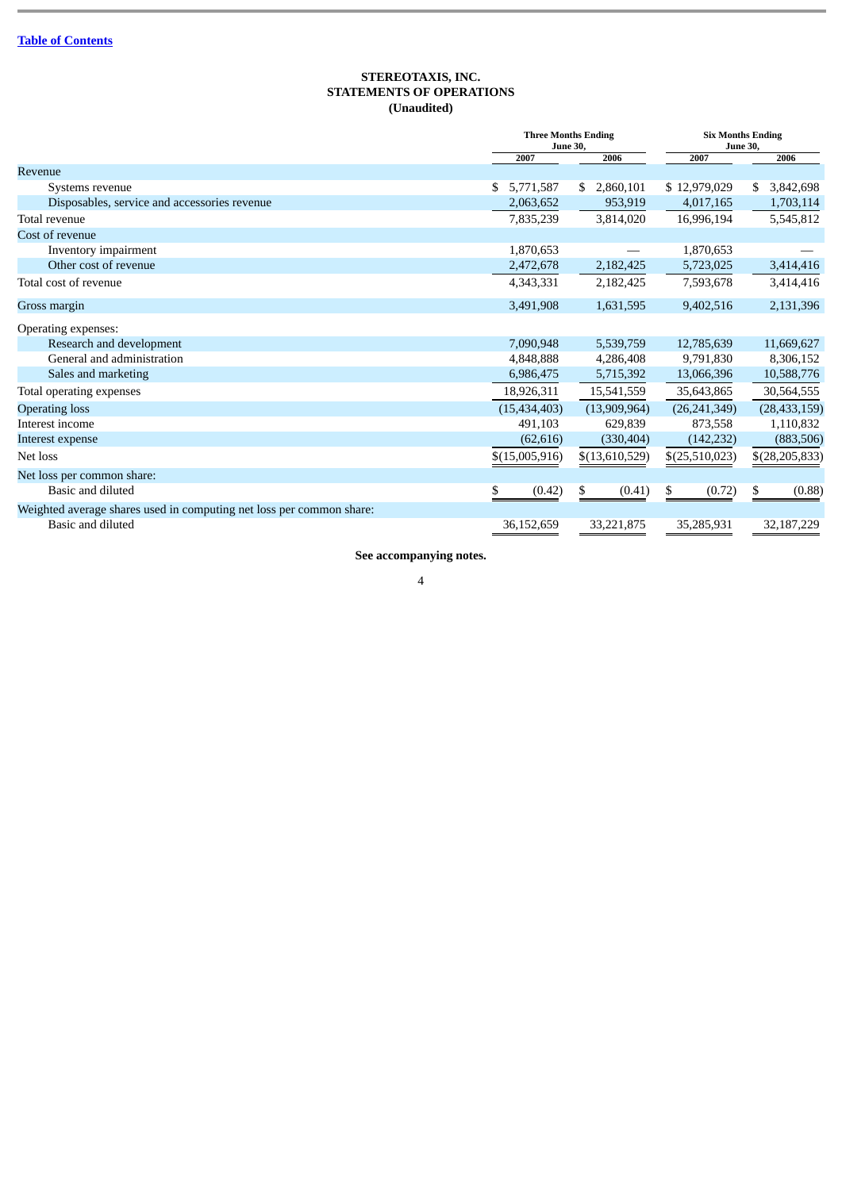[Table of Contents](#)

**STEREOTAXIS, INC.**
**STATEMENTS OF OPERATIONS**
**(Unaudited)**

| | Three Months Ending June 30, | | Six Months Ending June 30, | |
|---|---|---|---|---|
| | 2007 | 2006 | 2007 | 2006 |
| Revenue | | | | |
| Systems revenue | $ 5,771,587 | $ 2,860,101 | $ 12,979,029 | $ 3,842,698 |
| Disposables, service and accessories revenue | 2,063,652 | 953,919 | 4,017,165 | 1,703,114 |
| Total revenue | 7,835,239 | 3,814,020 | 16,996,194 | 5,545,812 |
| Cost of revenue | | | | |
| Inventory impairment | 1,870,653 | — | 1,870,653 | — |
| Other cost of revenue | 2,472,678 | 2,182,425 | 5,723,025 | 3,414,416 |
| Total cost of revenue | 4,343,331 | 2,182,425 | 7,593,678 | 3,414,416 |
| Gross margin | 3,491,908 | 1,631,595 | 9,402,516 | 2,131,396 |
| Operating expenses: | | | | |
| Research and development | 7,090,948 | 5,539,759 | 12,785,639 | 11,669,627 |
| General and administration | 4,848,888 | 4,286,408 | 9,791,830 | 8,306,152 |
| Sales and marketing | 6,986,475 | 5,715,392 | 13,066,396 | 10,588,776 |
| Total operating expenses | 18,926,311 | 15,541,559 | 35,643,865 | 30,564,555 |
| Operating loss | (15,434,403) | (13,909,964) | (26,241,349) | (28,433,159) |
| Interest income | 491,103 | 629,839 | 873,558 | 1,110,832 |
| Interest expense | (62,616) | (330,404) | (142,232) | (883,506) |
| Net loss | $(15,005,916) | $(13,610,529) | $(25,510,023) | $(28,205,833) |
| Net loss per common share: | | | | |
| Basic and diluted | $ (0.42) | $ (0.41) | $ (0.72) | $ (0.88) |
| Weighted average shares used in computing net loss per common share: | | | | |
| Basic and diluted | 36,152,659 | 33,221,875 | 35,285,931 | 32,187,229 |

**See accompanying notes.**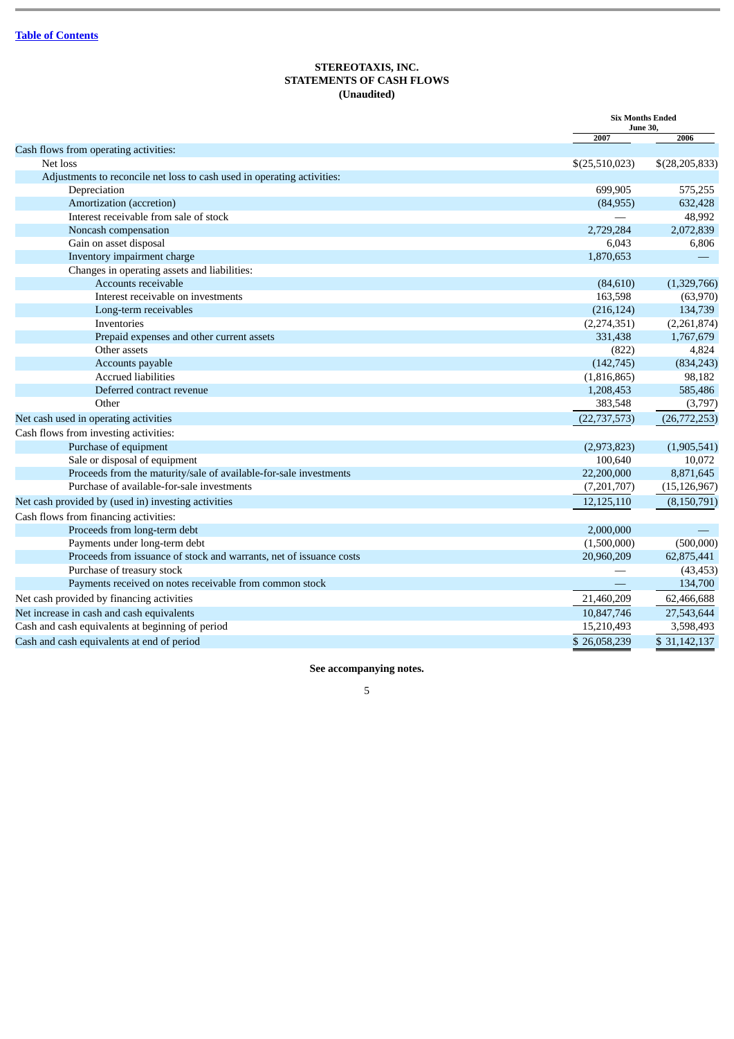Table of Contents

**STEREOTAXIS, INC.**
**STATEMENTS OF CASH FLOWS**
**(Unaudited)**

| | Six Months Ended June 30, | |
|---|---|---|
| | 2007 | 2006 |
| Cash flows from operating activities: | | |
| Net loss | $(25,510,023) | $(28,205,833) |
| Adjustments to reconcile net loss to cash used in operating activities: | | |
| Depreciation | 699,905 | 575,255 |
| Amortization (accretion) | (84,955) | 632,428 |
| Interest receivable from sale of stock | — | 48,992 |
| Noncash compensation | 2,729,284 | 2,072,839 |
| Gain on asset disposal | 6,043 | 6,806 |
| Inventory impairment charge | 1,870,653 | — |
| Changes in operating assets and liabilities: | | |
| Accounts receivable | (84,610) | (1,329,766) |
| Interest receivable on investments | 163,598 | (63,970) |
| Long-term receivables | (216,124) | 134,739 |
| Inventories | (2,274,351) | (2,261,874) |
| Prepaid expenses and other current assets | 331,438 | 1,767,679 |
| Other assets | (822) | 4,824 |
| Accounts payable | (142,745) | (834,243) |
| Accrued liabilities | (1,816,865) | 98,182 |
| Deferred contract revenue | 1,208,453 | 585,486 |
| Other | 383,548 | (3,797) |
| Net cash used in operating activities | (22,737,573) | (26,772,253) |
| Cash flows from investing activities: | | |
| Purchase of equipment | (2,973,823) | (1,905,541) |
| Sale or disposal of equipment | 100,640 | 10,072 |
| Proceeds from the maturity/sale of available-for-sale investments | 22,200,000 | 8,871,645 |
| Purchase of available-for-sale investments | (7,201,707) | (15,126,967) |
| Net cash provided by (used in) investing activities | 12,125,110 | (8,150,791) |
| Cash flows from financing activities: | | |
| Proceeds from long-term debt | 2,000,000 | — |
| Payments under long-term debt | (1,500,000) | (500,000) |
| Proceeds from issuance of stock and warrants, net of issuance costs | 20,960,209 | 62,875,441 |
| Purchase of treasury stock | — | (43,453) |
| Payments received on notes receivable from common stock | — | 134,700 |
| Net cash provided by financing activities | 21,460,209 | 62,466,688 |
| Net increase in cash and cash equivalents | 10,847,746 | 27,543,644 |
| Cash and cash equivalents at beginning of period | 15,210,493 | 3,598,493 |
| Cash and cash equivalents at end of period | $ 26,058,239 | $ 31,142,137 |

**See accompanying notes.**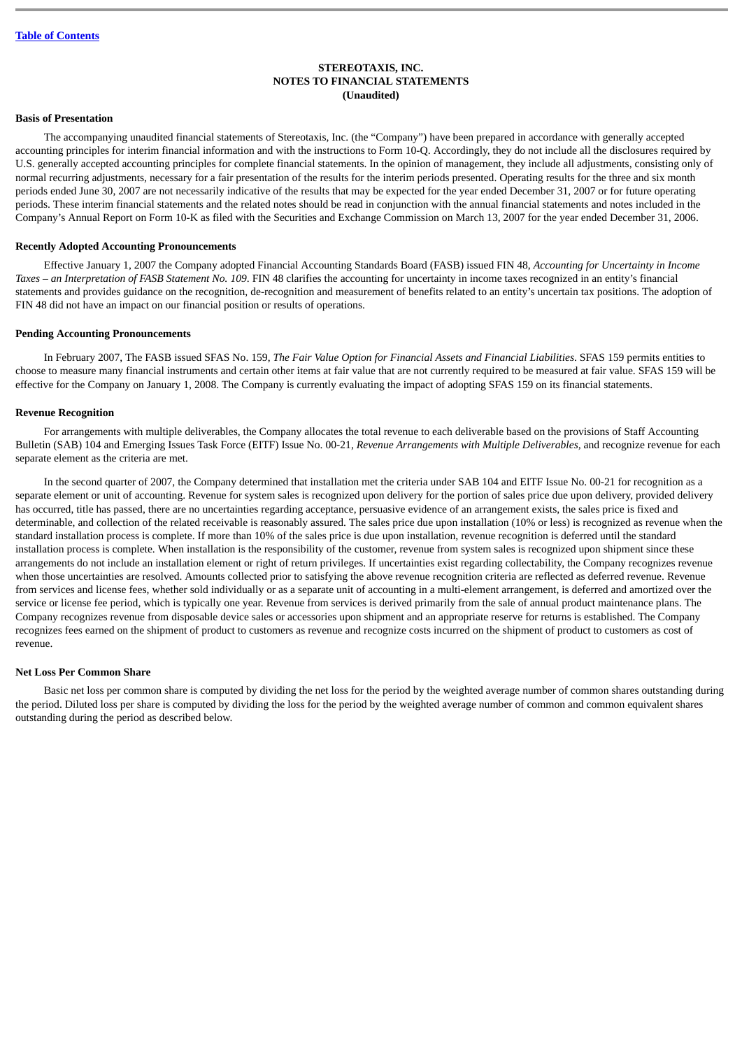STEREOTAXIS, INC.
NOTES TO FINANCIAL STATEMENTS
(Unaudited)

**Basis of Presentation**

The accompanying unaudited financial statements of Stereotaxis, Inc. (the "Company") have been prepared in accordance with generally accepted accounting principles for interim financial information and with the instructions to Form 10-Q. Accordingly, they do not include all the disclosures required by U.S. generally accepted accounting principles for complete financial statements. In the opinion of management, they include all adjustments, consisting only of normal recurring adjustments, necessary for a fair presentation of the results for the interim periods presented. Operating results for the three and six month periods ended June 30, 2007 are not necessarily indicative of the results that may be expected for the year ended December 31, 2007 or for future operating periods. These interim financial statements and the related notes should be read in conjunction with the annual financial statements and notes included in the Company's Annual Report on Form 10-K as filed with the Securities and Exchange Commission on March 13, 2007 for the year ended December 31, 2006.

**Recently Adopted Accounting Pronouncements**

Effective January 1, 2007 the Company adopted Financial Accounting Standards Board (FASB) issued FIN 48, *Accounting for Uncertainty in Income Taxes – an Interpretation of FASB Statement No. 109*. FIN 48 clarifies the accounting for uncertainty in income taxes recognized in an entity's financial statements and provides guidance on the recognition, de-recognition and measurement of benefits related to an entity's uncertain tax positions. The adoption of FIN 48 did not have an impact on our financial position or results of operations.

**Pending Accounting Pronouncements**

In February 2007, The FASB issued SFAS No. 159, *The Fair Value Option for Financial Assets and Financial Liabilities*. SFAS 159 permits entities to choose to measure many financial instruments and certain other items at fair value that are not currently required to be measured at fair value. SFAS 159 will be effective for the Company on January 1, 2008. The Company is currently evaluating the impact of adopting SFAS 159 on its financial statements.

**Revenue Recognition**

For arrangements with multiple deliverables, the Company allocates the total revenue to each deliverable based on the provisions of Staff Accounting Bulletin (SAB) 104 and Emerging Issues Task Force (EITF) Issue No. 00-21, *Revenue Arrangements with Multiple Deliverables,* and recognize revenue for each separate element as the criteria are met.

In the second quarter of 2007, the Company determined that installation met the criteria under SAB 104 and EITF Issue No. 00-21 for recognition as a separate element or unit of accounting. Revenue for system sales is recognized upon delivery for the portion of sales price due upon delivery, provided delivery has occurred, title has passed, there are no uncertainties regarding acceptance, persuasive evidence of an arrangement exists, the sales price is fixed and determinable, and collection of the related receivable is reasonably assured. The sales price due upon installation (10% or less) is recognized as revenue when the standard installation process is complete. If more than 10% of the sales price is due upon installation, revenue recognition is deferred until the standard installation process is complete. When installation is the responsibility of the customer, revenue from system sales is recognized upon shipment since these arrangements do not include an installation element or right of return privileges. If uncertainties exist regarding collectability, the Company recognizes revenue when those uncertainties are resolved. Amounts collected prior to satisfying the above revenue recognition criteria are reflected as deferred revenue. Revenue from services and license fees, whether sold individually or as a separate unit of accounting in a multi-element arrangement, is deferred and amortized over the service or license fee period, which is typically one year. Revenue from services is derived primarily from the sale of annual product maintenance plans. The Company recognizes revenue from disposable device sales or accessories upon shipment and an appropriate reserve for returns is established. The Company recognizes fees earned on the shipment of product to customers as revenue and recognize costs incurred on the shipment of product to customers as cost of revenue.

**Net Loss Per Common Share**

Basic net loss per common share is computed by dividing the net loss for the period by the weighted average number of common shares outstanding during the period. Diluted loss per share is computed by dividing the loss for the period by the weighted average number of common and common equivalent shares outstanding during the period as described below.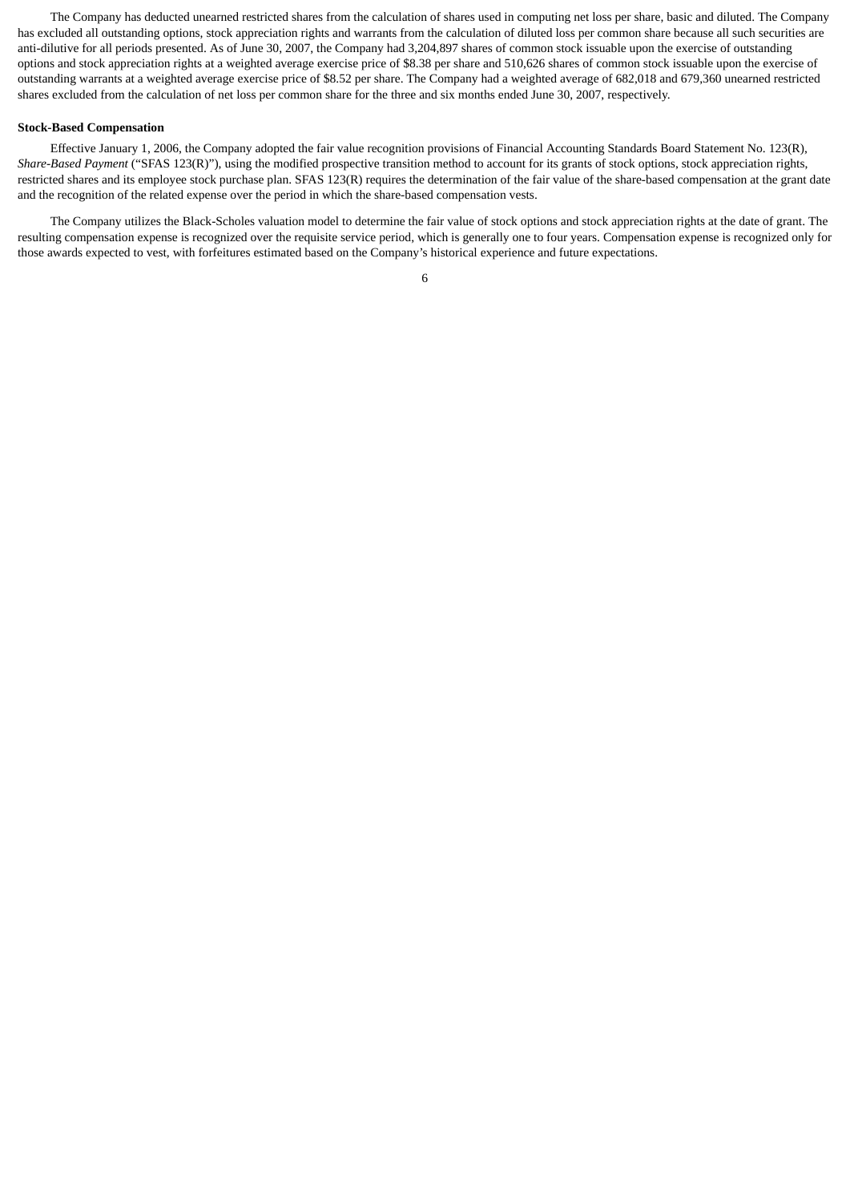The Company has deducted unearned restricted shares from the calculation of shares used in computing net loss per share, basic and diluted. The Company has excluded all outstanding options, stock appreciation rights and warrants from the calculation of diluted loss per common share because all such securities are anti-dilutive for all periods presented. As of June 30, 2007, the Company had 3,204,897 shares of common stock issuable upon the exercise of outstanding options and stock appreciation rights at a weighted average exercise price of $8.38 per share and 510,626 shares of common stock issuable upon the exercise of outstanding warrants at a weighted average exercise price of $8.52 per share. The Company had a weighted average of 682,018 and 679,360 unearned restricted shares excluded from the calculation of net loss per common share for the three and six months ended June 30, 2007, respectively.

**Stock-Based Compensation**

Effective January 1, 2006, the Company adopted the fair value recognition provisions of Financial Accounting Standards Board Statement No. 123(R), *Share-Based Payment* ("SFAS 123(R)"), using the modified prospective transition method to account for its grants of stock options, stock appreciation rights, restricted shares and its employee stock purchase plan. SFAS 123(R) requires the determination of the fair value of the share-based compensation at the grant date and the recognition of the related expense over the period in which the share-based compensation vests.

The Company utilizes the Black-Scholes valuation model to determine the fair value of stock options and stock appreciation rights at the date of grant. The resulting compensation expense is recognized over the requisite service period, which is generally one to four years. Compensation expense is recognized only for those awards expected to vest, with forfeitures estimated based on the Company's historical experience and future expectations.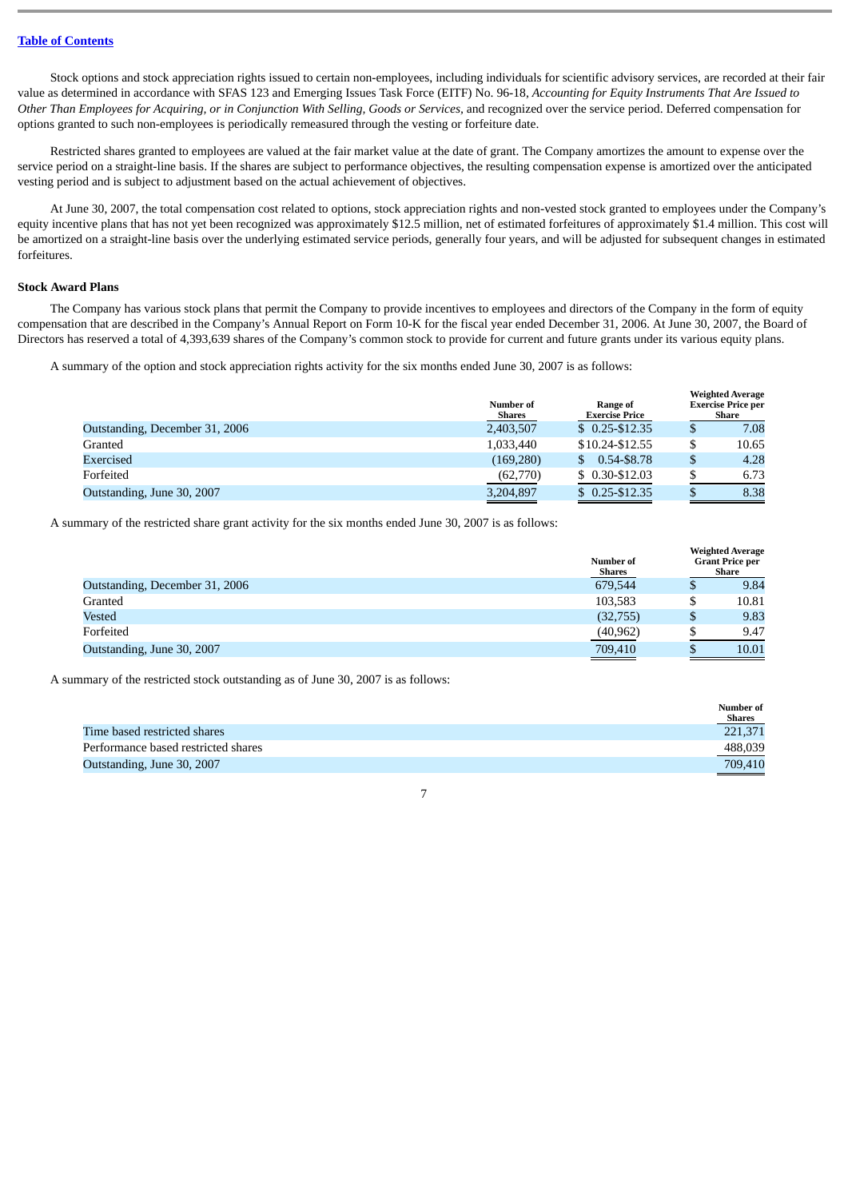Stock options and stock appreciation rights issued to certain non-employees, including individuals for scientific advisory services, are recorded at their fair value as determined in accordance with SFAS 123 and Emerging Issues Task Force (EITF) No. 96-18, *Accounting for Equity Instruments That Are Issued to Other Than Employees for Acquiring, or in Conjunction With Selling, Goods or Services*, and recognized over the service period. Deferred compensation for options granted to such non-employees is periodically remeasured through the vesting or forfeiture date.

Restricted shares granted to employees are valued at the fair market value at the date of grant. The Company amortizes the amount to expense over the service period on a straight-line basis. If the shares are subject to performance objectives, the resulting compensation expense is amortized over the anticipated vesting period and is subject to adjustment based on the actual achievement of objectives.

At June 30, 2007, the total compensation cost related to options, stock appreciation rights and non-vested stock granted to employees under the Company's equity incentive plans that has not yet been recognized was approximately $12.5 million, net of estimated forfeitures of approximately $1.4 million. This cost will be amortized on a straight-line basis over the underlying estimated service periods, generally four years, and will be adjusted for subsequent changes in estimated forfeitures.

**Stock Award Plans**

The Company has various stock plans that permit the Company to provide incentives to employees and directors of the Company in the form of equity compensation that are described in the Company's Annual Report on Form 10-K for the fiscal year ended December 31, 2006. At June 30, 2007, the Board of Directors has reserved a total of 4,393,639 shares of the Company's common stock to provide for current and future grants under its various equity plans.

A summary of the option and stock appreciation rights activity for the six months ended June 30, 2007 is as follows:

| | Number of Shares | Range of Exercise Price | Weighted Average Exercise Price per Share |
|---|---|---|---|
| Outstanding, December 31, 2006 | 2,403,507 | $ 0.25-$12.35 | $ 7.08 |
| Granted | 1,033,440 | $10.24-$12.55 | $ 10.65 |
| Exercised | (169,280) | $ 0.54-$8.78 | $ 4.28 |
| Forfeited | (62,770) | $ 0.30-$12.03 | $ 6.73 |
| Outstanding, June 30, 2007 | 3,204,897 | $ 0.25-$12.35 | $ 8.38 |

A summary of the restricted share grant activity for the six months ended June 30, 2007 is as follows:

| | Number of Shares | Weighted Average Grant Price per Share |
|---|---|---|
| Outstanding, December 31, 2006 | 679,544 | $ 9.84 |
| Granted | 103,583 | $ 10.81 |
| Vested | (32,755) | $ 9.83 |
| Forfeited | (40,962) | $ 9.47 |
| Outstanding, June 30, 2007 | 709,410 | $ 10.01 |

A summary of the restricted stock outstanding as of June 30, 2007 is as follows:

| | Number of Shares |
|---|---|
| Time based restricted shares | 221,371 |
| Performance based restricted shares | 488,039 |
| Outstanding, June 30, 2007 | 709,410 |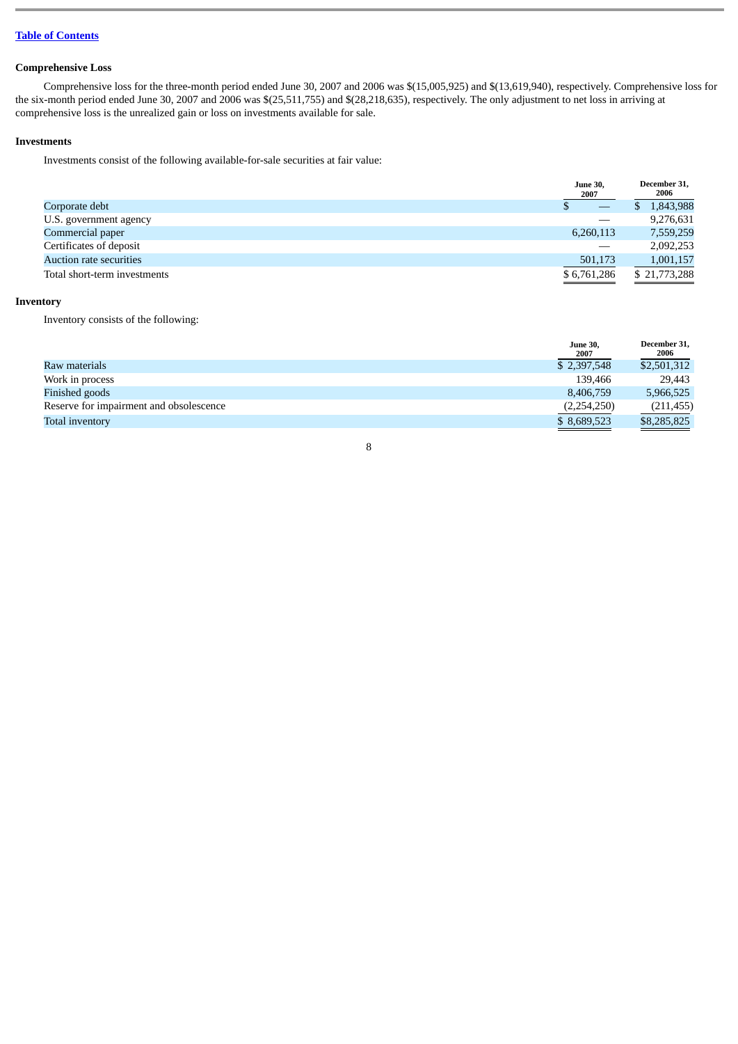[Table of Contents](#)

**Comprehensive Loss**

Comprehensive loss for the three-month period ended June 30, 2007 and 2006 was $(15,005,925) and $(13,619,940), respectively. Comprehensive loss for the six-month period ended June 30, 2007 and 2006 was $(25,511,755) and $(28,218,635), respectively. The only adjustment to net loss in arriving at comprehensive loss is the unrealized gain or loss on investments available for sale.

**Investments**

Investments consist of the following available-for-sale securities at fair value:

| | June 30, 2007 | December 31, 2006 |
|---|---|---|
| Corporate debt | $ — | $ 1,843,988 |
| U.S. government agency | — | 9,276,631 |
| Commercial paper | 6,260,113 | 7,559,259 |
| Certificates of deposit | — | 2,092,253 |
| Auction rate securities | 501,173 | 1,001,157 |
| Total short-term investments | $ 6,761,286 | $ 21,773,288 |

**Inventory**

Inventory consists of the following:

| | June 30, 2007 | December 31, 2006 |
|---|---|---|
| Raw materials | $ 2,397,548 | $2,501,312 |
| Work in process | 139,466 | 29,443 |
| Finished goods | 8,406,759 | 5,966,525 |
| Reserve for impairment and obsolescence | (2,254,250) | (211,455) |
| Total inventory | $ 8,689,523 | $8,285,825 |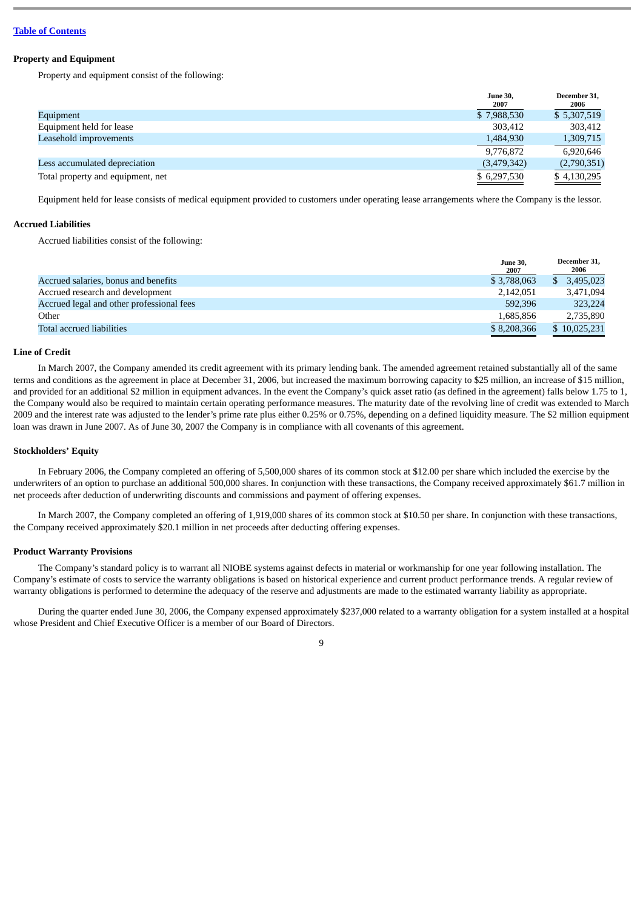[Table of Contents](#)

### Property and Equipment

Property and equipment consist of the following:

| | June 30, 2007 | December 31, 2006 |
|---|---|---|
| Equipment | $ 7,988,530 | $ 5,307,519 |
| Equipment held for lease | 303,412 | 303,412 |
| Leasehold improvements | 1,484,930 | 1,309,715 |
| | 9,776,872 | 6,920,646 |
| Less accumulated depreciation | (3,479,342) | (2,790,351) |
| Total property and equipment, net | $ 6,297,530 | $ 4,130,295 |

Equipment held for lease consists of medical equipment provided to customers under operating lease arrangements where the Company is the lessor.

### Accrued Liabilities

Accrued liabilities consist of the following:

| | June 30, 2007 | December 31, 2006 |
|---|---|---|
| Accrued salaries, bonus and benefits | $ 3,788,063 | $ 3,495,023 |
| Accrued research and development | 2,142,051 | 3,471,094 |
| Accrued legal and other professional fees | 592,396 | 323,224 |
| Other | 1,685,856 | 2,735,890 |
| Total accrued liabilities | $ 8,208,366 | $ 10,025,231 |

### Line of Credit

In March 2007, the Company amended its credit agreement with its primary lending bank. The amended agreement retained substantially all of the same terms and conditions as the agreement in place at December 31, 2006, but increased the maximum borrowing capacity to $25 million, an increase of $15 million, and provided for an additional $2 million in equipment advances. In the event the Company's quick asset ratio (as defined in the agreement) falls below 1.75 to 1, the Company would also be required to maintain certain operating performance measures. The maturity date of the revolving line of credit was extended to March 2009 and the interest rate was adjusted to the lender's prime rate plus either 0.25% or 0.75%, depending on a defined liquidity measure. The $2 million equipment loan was drawn in June 2007. As of June 30, 2007 the Company is in compliance with all covenants of this agreement.

### Stockholders' Equity

In February 2006, the Company completed an offering of 5,500,000 shares of its common stock at $12.00 per share which included the exercise by the underwriters of an option to purchase an additional 500,000 shares. In conjunction with these transactions, the Company received approximately $61.7 million in net proceeds after deduction of underwriting discounts and commissions and payment of offering expenses.

In March 2007, the Company completed an offering of 1,919,000 shares of its common stock at $10.50 per share. In conjunction with these transactions, the Company received approximately $20.1 million in net proceeds after deducting offering expenses.

### Product Warranty Provisions

The Company's standard policy is to warrant all NIOBE systems against defects in material or workmanship for one year following installation. The Company's estimate of costs to service the warranty obligations is based on historical experience and current product performance trends. A regular review of warranty obligations is performed to determine the adequacy of the reserve and adjustments are made to the estimated warranty liability as appropriate.

During the quarter ended June 30, 2006, the Company expensed approximately $237,000 related to a warranty obligation for a system installed at a hospital whose President and Chief Executive Officer is a member of our Board of Directors.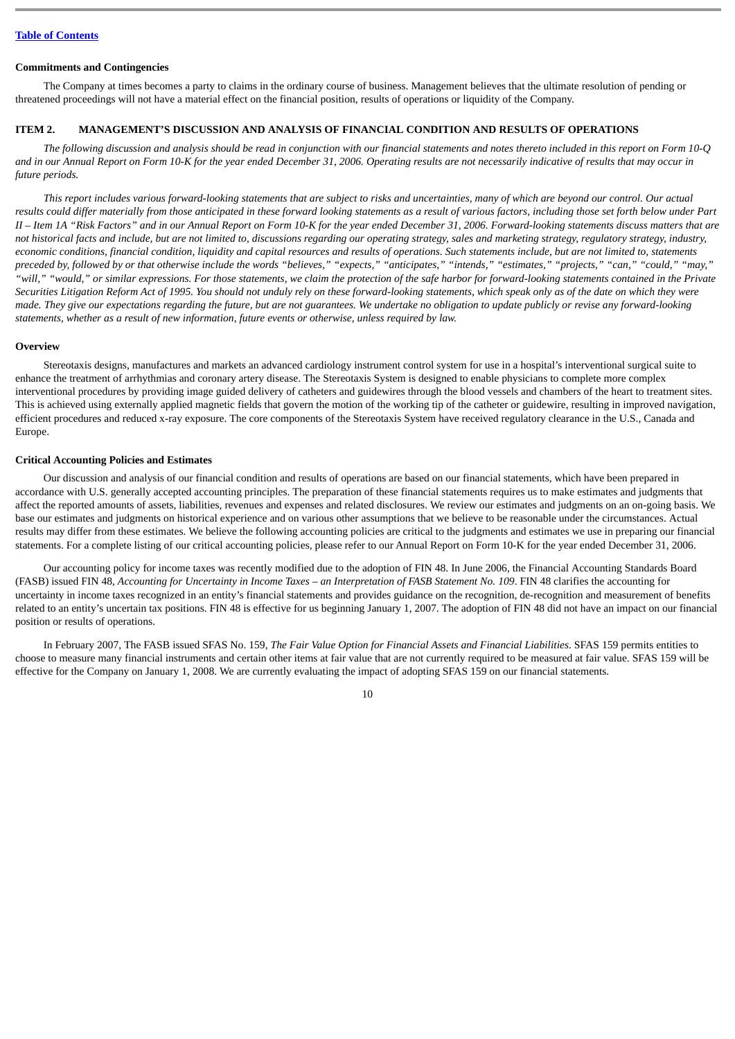### Commitments and Contingencies

The Company at times becomes a party to claims in the ordinary course of business. Management believes that the ultimate resolution of pending or threatened proceedings will not have a material effect on the financial position, results of operations or liquidity of the Company.

## ITEM 2. MANAGEMENT'S DISCUSSION AND ANALYSIS OF FINANCIAL CONDITION AND RESULTS OF OPERATIONS

*The following discussion and analysis should be read in conjunction with our financial statements and notes thereto included in this report on Form 10-Q and in our Annual Report on Form 10-K for the year ended December 31, 2006. Operating results are not necessarily indicative of results that may occur in future periods.*

*This report includes various forward-looking statements that are subject to risks and uncertainties, many of which are beyond our control. Our actual results could differ materially from those anticipated in these forward looking statements as a result of various factors, including those set forth below under Part II – Item 1A "Risk Factors" and in our Annual Report on Form 10-K for the year ended December 31, 2006. Forward-looking statements discuss matters that are not historical facts and include, but are not limited to, discussions regarding our operating strategy, sales and marketing strategy, regulatory strategy, industry, economic conditions, financial condition, liquidity and capital resources and results of operations. Such statements include, but are not limited to, statements preceded by, followed by or that otherwise include the words "believes," "expects," "anticipates," "intends," "estimates," "projects," "can," "could," "may," "will," "would," or similar expressions. For those statements, we claim the protection of the safe harbor for forward-looking statements contained in the Private Securities Litigation Reform Act of 1995. You should not unduly rely on these forward-looking statements, which speak only as of the date on which they were made. They give our expectations regarding the future, but are not guarantees. We undertake no obligation to update publicly or revise any forward-looking statements, whether as a result of new information, future events or otherwise, unless required by law.*

### Overview

Stereotaxis designs, manufactures and markets an advanced cardiology instrument control system for use in a hospital's interventional surgical suite to enhance the treatment of arrhythmias and coronary artery disease. The Stereotaxis System is designed to enable physicians to complete more complex interventional procedures by providing image guided delivery of catheters and guidewires through the blood vessels and chambers of the heart to treatment sites. This is achieved using externally applied magnetic fields that govern the motion of the working tip of the catheter or guidewire, resulting in improved navigation, efficient procedures and reduced x-ray exposure. The core components of the Stereotaxis System have received regulatory clearance in the U.S., Canada and Europe.

### Critical Accounting Policies and Estimates

Our discussion and analysis of our financial condition and results of operations are based on our financial statements, which have been prepared in accordance with U.S. generally accepted accounting principles. The preparation of these financial statements requires us to make estimates and judgments that affect the reported amounts of assets, liabilities, revenues and expenses and related disclosures. We review our estimates and judgments on an on-going basis. We base our estimates and judgments on historical experience and on various other assumptions that we believe to be reasonable under the circumstances. Actual results may differ from these estimates. We believe the following accounting policies are critical to the judgments and estimates we use in preparing our financial statements. For a complete listing of our critical accounting policies, please refer to our Annual Report on Form 10-K for the year ended December 31, 2006.

Our accounting policy for income taxes was recently modified due to the adoption of FIN 48. In June 2006, the Financial Accounting Standards Board (FASB) issued FIN 48, *Accounting for Uncertainty in Income Taxes – an Interpretation of FASB Statement No. 109*. FIN 48 clarifies the accounting for uncertainty in income taxes recognized in an entity's financial statements and provides guidance on the recognition, de-recognition and measurement of benefits related to an entity's uncertain tax positions. FIN 48 is effective for us beginning January 1, 2007. The adoption of FIN 48 did not have an impact on our financial position or results of operations.

In February 2007, The FASB issued SFAS No. 159, *The Fair Value Option for Financial Assets and Financial Liabilities*. SFAS 159 permits entities to choose to measure many financial instruments and certain other items at fair value that are not currently required to be measured at fair value. SFAS 159 will be effective for the Company on January 1, 2008. We are currently evaluating the impact of adopting SFAS 159 on our financial statements.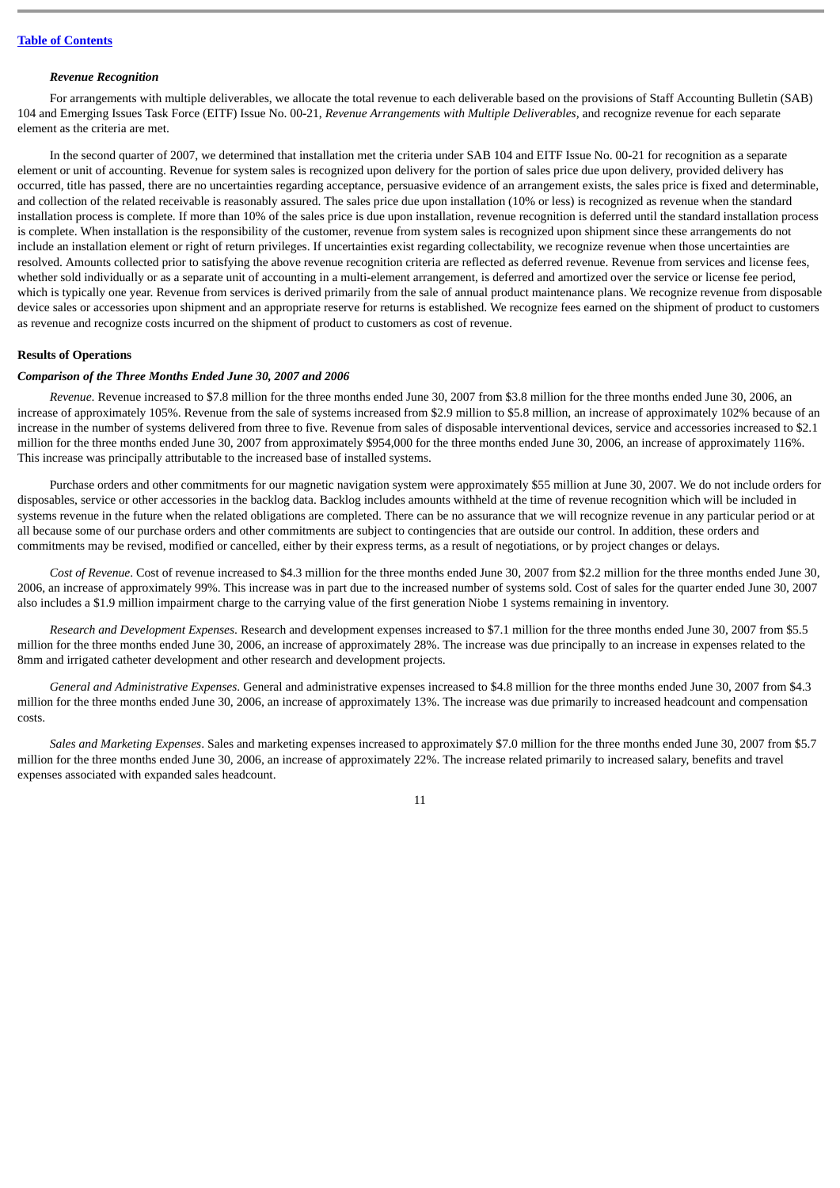[Table of Contents](#)

*Revenue Recognition*

For arrangements with multiple deliverables, we allocate the total revenue to each deliverable based on the provisions of Staff Accounting Bulletin (SAB) 104 and Emerging Issues Task Force (EITF) Issue No. 00-21, *Revenue Arrangements with Multiple Deliverables,* and recognize revenue for each separate element as the criteria are met.

In the second quarter of 2007, we determined that installation met the criteria under SAB 104 and EITF Issue No. 00-21 for recognition as a separate element or unit of accounting. Revenue for system sales is recognized upon delivery for the portion of sales price due upon delivery, provided delivery has occurred, title has passed, there are no uncertainties regarding acceptance, persuasive evidence of an arrangement exists, the sales price is fixed and determinable, and collection of the related receivable is reasonably assured. The sales price due upon installation (10% or less) is recognized as revenue when the standard installation process is complete. If more than 10% of the sales price is due upon installation, revenue recognition is deferred until the standard installation process is complete. When installation is the responsibility of the customer, revenue from system sales is recognized upon shipment since these arrangements do not include an installation element or right of return privileges. If uncertainties exist regarding collectability, we recognize revenue when those uncertainties are resolved. Amounts collected prior to satisfying the above revenue recognition criteria are reflected as deferred revenue. Revenue from services and license fees, whether sold individually or as a separate unit of accounting in a multi-element arrangement, is deferred and amortized over the service or license fee period, which is typically one year. Revenue from services is derived primarily from the sale of annual product maintenance plans. We recognize revenue from disposable device sales or accessories upon shipment and an appropriate reserve for returns is established. We recognize fees earned on the shipment of product to customers as revenue and recognize costs incurred on the shipment of product to customers as cost of revenue.

**Results of Operations**

***Comparison of the Three Months Ended June 30, 2007 and 2006***

*Revenue*. Revenue increased to $7.8 million for the three months ended June 30, 2007 from $3.8 million for the three months ended June 30, 2006, an increase of approximately 105%. Revenue from the sale of systems increased from $2.9 million to $5.8 million, an increase of approximately 102% because of an increase in the number of systems delivered from three to five. Revenue from sales of disposable interventional devices, service and accessories increased to $2.1 million for the three months ended June 30, 2007 from approximately $954,000 for the three months ended June 30, 2006, an increase of approximately 116%. This increase was principally attributable to the increased base of installed systems.

Purchase orders and other commitments for our magnetic navigation system were approximately $55 million at June 30, 2007. We do not include orders for disposables, service or other accessories in the backlog data. Backlog includes amounts withheld at the time of revenue recognition which will be included in systems revenue in the future when the related obligations are completed. There can be no assurance that we will recognize revenue in any particular period or at all because some of our purchase orders and other commitments are subject to contingencies that are outside our control. In addition, these orders and commitments may be revised, modified or cancelled, either by their express terms, as a result of negotiations, or by project changes or delays.

*Cost of Revenue*. Cost of revenue increased to $4.3 million for the three months ended June 30, 2007 from $2.2 million for the three months ended June 30, 2006, an increase of approximately 99%. This increase was in part due to the increased number of systems sold. Cost of sales for the quarter ended June 30, 2007 also includes a $1.9 million impairment charge to the carrying value of the first generation Niobe 1 systems remaining in inventory.

*Research and Development Expenses*. Research and development expenses increased to $7.1 million for the three months ended June 30, 2007 from $5.5 million for the three months ended June 30, 2006, an increase of approximately 28%. The increase was due principally to an increase in expenses related to the 8mm and irrigated catheter development and other research and development projects.

*General and Administrative Expenses*. General and administrative expenses increased to $4.8 million for the three months ended June 30, 2007 from $4.3 million for the three months ended June 30, 2006, an increase of approximately 13%. The increase was due primarily to increased headcount and compensation costs.

*Sales and Marketing Expenses*. Sales and marketing expenses increased to approximately $7.0 million for the three months ended June 30, 2007 from $5.7 million for the three months ended June 30, 2006, an increase of approximately 22%. The increase related primarily to increased salary, benefits and travel expenses associated with expanded sales headcount.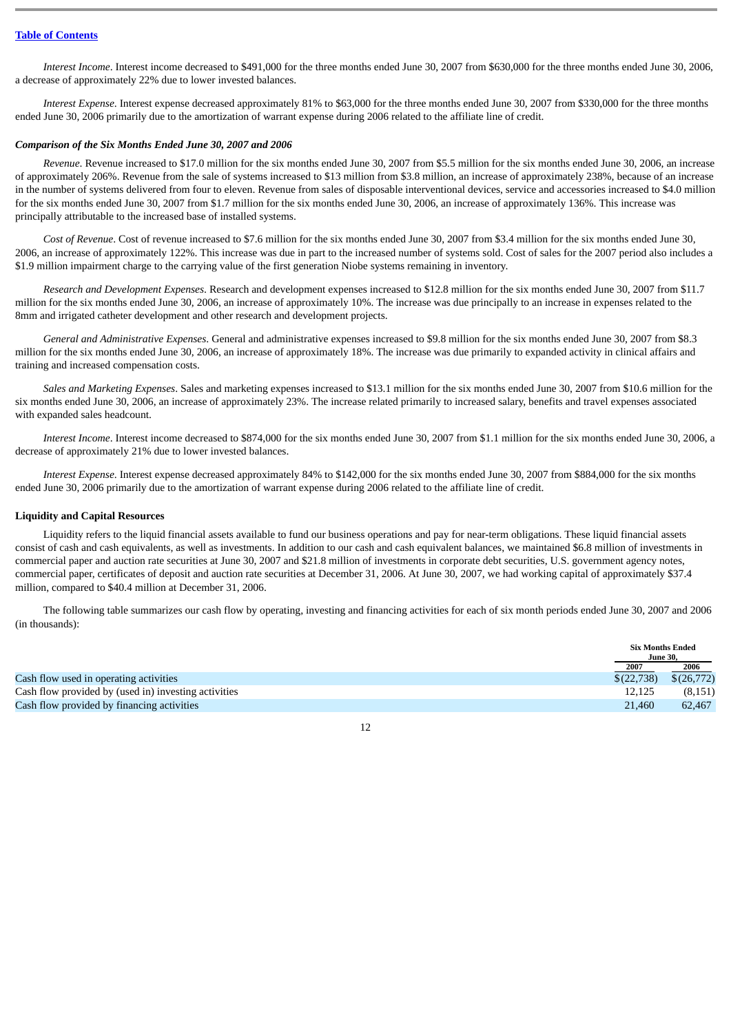*Interest Income*. Interest income decreased to $491,000 for the three months ended June 30, 2007 from $630,000 for the three months ended June 30, 2006, a decrease of approximately 22% due to lower invested balances.

*Interest Expense*. Interest expense decreased approximately 81% to $63,000 for the three months ended June 30, 2007 from $330,000 for the three months ended June 30, 2006 primarily due to the amortization of warrant expense during 2006 related to the affiliate line of credit.

***Comparison of the Six Months Ended June 30, 2007 and 2006***

*Revenue*. Revenue increased to $17.0 million for the six months ended June 30, 2007 from $5.5 million for the six months ended June 30, 2006, an increase of approximately 206%. Revenue from the sale of systems increased to $13 million from $3.8 million, an increase of approximately 238%, because of an increase in the number of systems delivered from four to eleven. Revenue from sales of disposable interventional devices, service and accessories increased to $4.0 million for the six months ended June 30, 2007 from $1.7 million for the six months ended June 30, 2006, an increase of approximately 136%. This increase was principally attributable to the increased base of installed systems.

*Cost of Revenue*. Cost of revenue increased to $7.6 million for the six months ended June 30, 2007 from $3.4 million for the six months ended June 30, 2006, an increase of approximately 122%. This increase was due in part to the increased number of systems sold. Cost of sales for the 2007 period also includes a $1.9 million impairment charge to the carrying value of the first generation Niobe systems remaining in inventory.

*Research and Development Expenses*. Research and development expenses increased to $12.8 million for the six months ended June 30, 2007 from $11.7 million for the six months ended June 30, 2006, an increase of approximately 10%. The increase was due principally to an increase in expenses related to the 8mm and irrigated catheter development and other research and development projects.

*General and Administrative Expenses*. General and administrative expenses increased to $9.8 million for the six months ended June 30, 2007 from $8.3 million for the six months ended June 30, 2006, an increase of approximately 18%. The increase was due primarily to expanded activity in clinical affairs and training and increased compensation costs.

*Sales and Marketing Expenses*. Sales and marketing expenses increased to $13.1 million for the six months ended June 30, 2007 from $10.6 million for the six months ended June 30, 2006, an increase of approximately 23%. The increase related primarily to increased salary, benefits and travel expenses associated with expanded sales headcount.

*Interest Income*. Interest income decreased to $874,000 for the six months ended June 30, 2007 from $1.1 million for the six months ended June 30, 2006, a decrease of approximately 21% due to lower invested balances.

*Interest Expense*. Interest expense decreased approximately 84% to $142,000 for the six months ended June 30, 2007 from $884,000 for the six months ended June 30, 2006 primarily due to the amortization of warrant expense during 2006 related to the affiliate line of credit.

**Liquidity and Capital Resources**

Liquidity refers to the liquid financial assets available to fund our business operations and pay for near-term obligations. These liquid financial assets consist of cash and cash equivalents, as well as investments. In addition to our cash and cash equivalent balances, we maintained $6.8 million of investments in commercial paper and auction rate securities at June 30, 2007 and $21.8 million of investments in corporate debt securities, U.S. government agency notes, commercial paper, certificates of deposit and auction rate securities at December 31, 2006. At June 30, 2007, we had working capital of approximately $37.4 million, compared to $40.4 million at December 31, 2006.

The following table summarizes our cash flow by operating, investing and financing activities for each of six month periods ended June 30, 2007 and 2006 (in thousands):

| | Six Months Ended June 30, | |
|---|---|---|
| | 2007 | 2006 |
| Cash flow used in operating activities | $(22,738) | $(26,772) |
| Cash flow provided by (used in) investing activities | 12,125 | (8,151) |
| Cash flow provided by financing activities | 21,460 | 62,467 |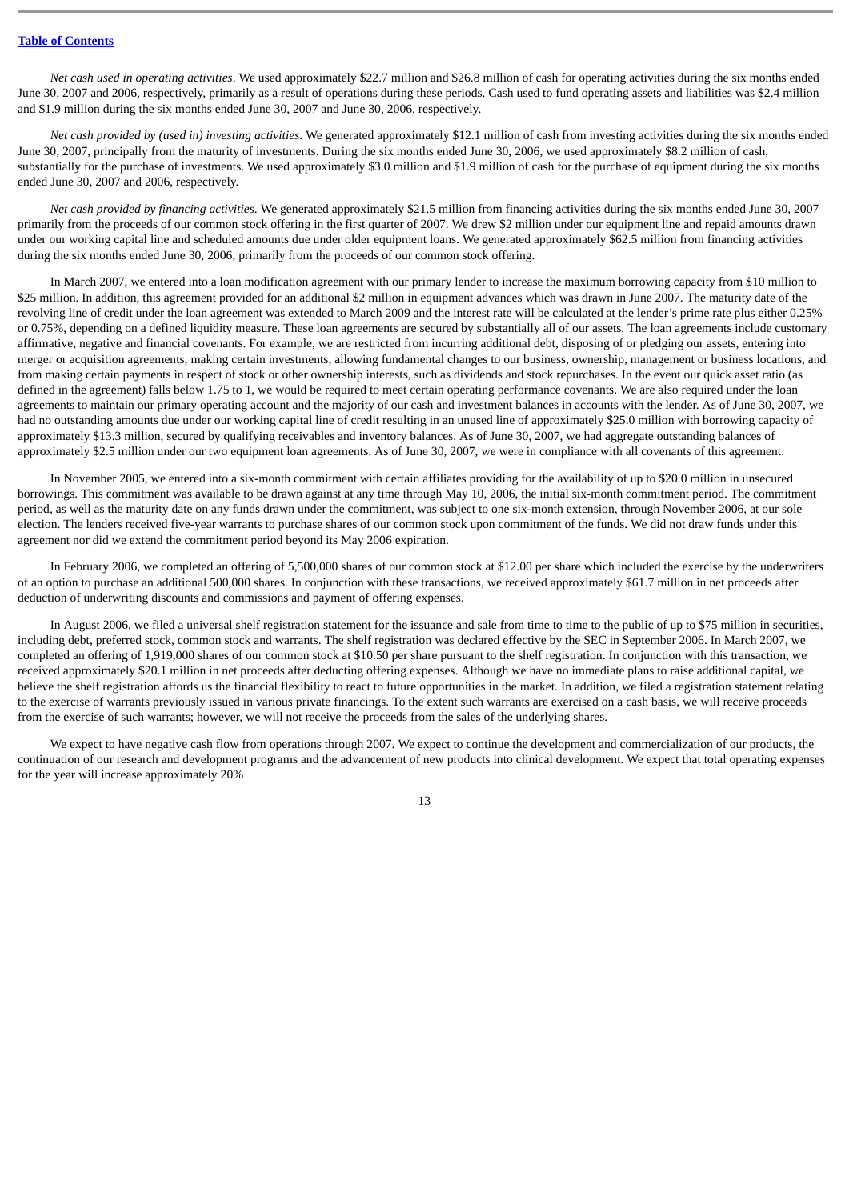*Net cash used in operating activities*. We used approximately $22.7 million and $26.8 million of cash for operating activities during the six months ended June 30, 2007 and 2006, respectively, primarily as a result of operations during these periods. Cash used to fund operating assets and liabilities was $2.4 million and $1.9 million during the six months ended June 30, 2007 and June 30, 2006, respectively.

*Net cash provided by (used in) investing activities*. We generated approximately $12.1 million of cash from investing activities during the six months ended June 30, 2007, principally from the maturity of investments. During the six months ended June 30, 2006, we used approximately $8.2 million of cash, substantially for the purchase of investments. We used approximately $3.0 million and $1.9 million of cash for the purchase of equipment during the six months ended June 30, 2007 and 2006, respectively.

*Net cash provided by financing activities*. We generated approximately $21.5 million from financing activities during the six months ended June 30, 2007 primarily from the proceeds of our common stock offering in the first quarter of 2007. We drew $2 million under our equipment line and repaid amounts drawn under our working capital line and scheduled amounts due under older equipment loans. We generated approximately $62.5 million from financing activities during the six months ended June 30, 2006, primarily from the proceeds of our common stock offering.

In March 2007, we entered into a loan modification agreement with our primary lender to increase the maximum borrowing capacity from $10 million to $25 million. In addition, this agreement provided for an additional $2 million in equipment advances which was drawn in June 2007. The maturity date of the revolving line of credit under the loan agreement was extended to March 2009 and the interest rate will be calculated at the lender's prime rate plus either 0.25% or 0.75%, depending on a defined liquidity measure. These loan agreements are secured by substantially all of our assets. The loan agreements include customary affirmative, negative and financial covenants. For example, we are restricted from incurring additional debt, disposing of or pledging our assets, entering into merger or acquisition agreements, making certain investments, allowing fundamental changes to our business, ownership, management or business locations, and from making certain payments in respect of stock or other ownership interests, such as dividends and stock repurchases. In the event our quick asset ratio (as defined in the agreement) falls below 1.75 to 1, we would be required to meet certain operating performance covenants. We are also required under the loan agreements to maintain our primary operating account and the majority of our cash and investment balances in accounts with the lender. As of June 30, 2007, we had no outstanding amounts due under our working capital line of credit resulting in an unused line of approximately $25.0 million with borrowing capacity of approximately $13.3 million, secured by qualifying receivables and inventory balances. As of June 30, 2007, we had aggregate outstanding balances of approximately $2.5 million under our two equipment loan agreements. As of June 30, 2007, we were in compliance with all covenants of this agreement.

In November 2005, we entered into a six-month commitment with certain affiliates providing for the availability of up to $20.0 million in unsecured borrowings. This commitment was available to be drawn against at any time through May 10, 2006, the initial six-month commitment period. The commitment period, as well as the maturity date on any funds drawn under the commitment, was subject to one six-month extension, through November 2006, at our sole election. The lenders received five-year warrants to purchase shares of our common stock upon commitment of the funds. We did not draw funds under this agreement nor did we extend the commitment period beyond its May 2006 expiration.

In February 2006, we completed an offering of 5,500,000 shares of our common stock at $12.00 per share which included the exercise by the underwriters of an option to purchase an additional 500,000 shares. In conjunction with these transactions, we received approximately $61.7 million in net proceeds after deduction of underwriting discounts and commissions and payment of offering expenses.

In August 2006, we filed a universal shelf registration statement for the issuance and sale from time to time to the public of up to $75 million in securities, including debt, preferred stock, common stock and warrants. The shelf registration was declared effective by the SEC in September 2006. In March 2007, we completed an offering of 1,919,000 shares of our common stock at $10.50 per share pursuant to the shelf registration. In conjunction with this transaction, we received approximately $20.1 million in net proceeds after deducting offering expenses. Although we have no immediate plans to raise additional capital, we believe the shelf registration affords us the financial flexibility to react to future opportunities in the market. In addition, we filed a registration statement relating to the exercise of warrants previously issued in various private financings. To the extent such warrants are exercised on a cash basis, we will receive proceeds from the exercise of such warrants; however, we will not receive the proceeds from the sales of the underlying shares.

We expect to have negative cash flow from operations through 2007. We expect to continue the development and commercialization of our products, the continuation of our research and development programs and the advancement of new products into clinical development. We expect that total operating expenses for the year will increase approximately 20%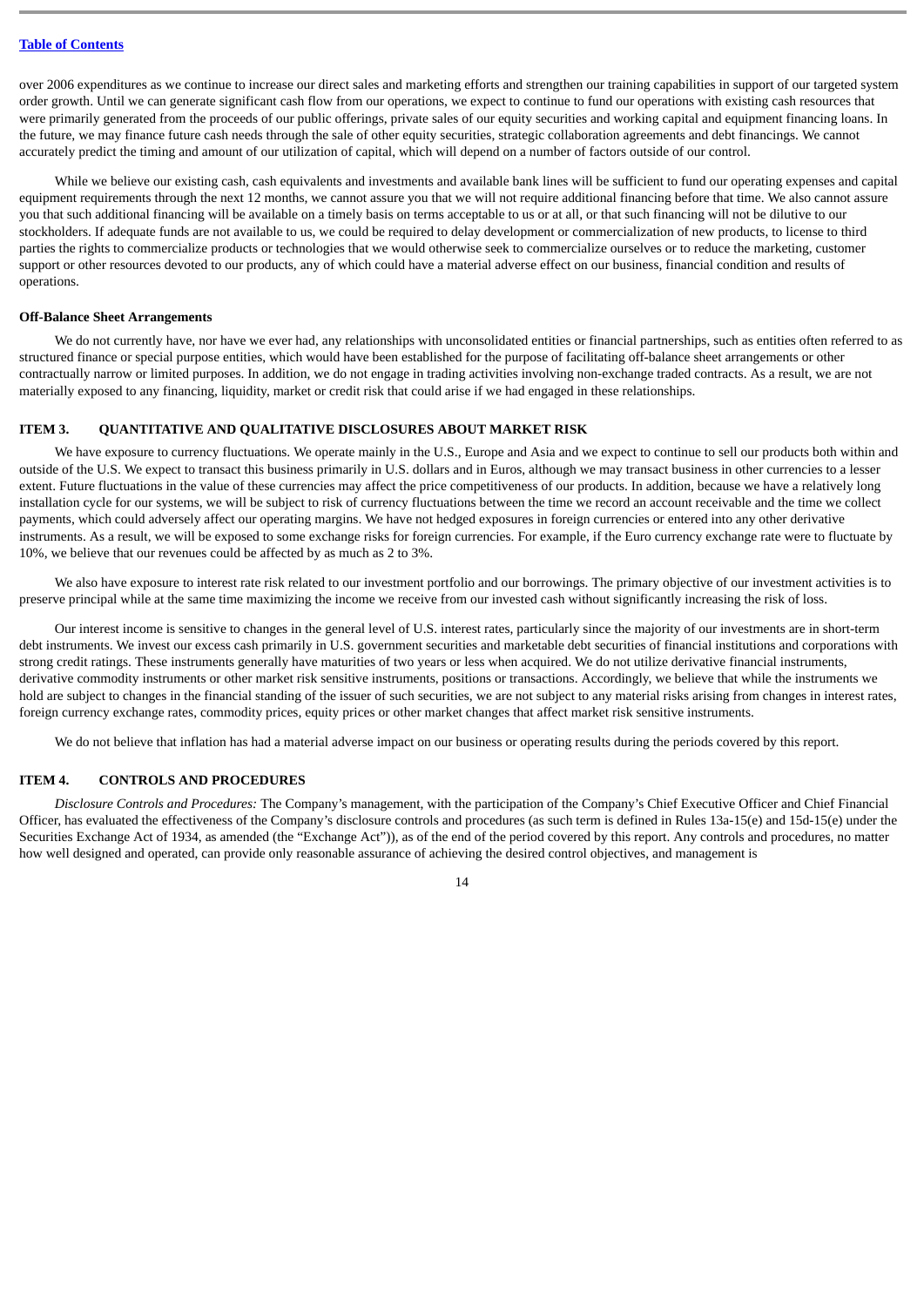over 2006 expenditures as we continue to increase our direct sales and marketing efforts and strengthen our training capabilities in support of our targeted system order growth. Until we can generate significant cash flow from our operations, we expect to continue to fund our operations with existing cash resources that were primarily generated from the proceeds of our public offerings, private sales of our equity securities and working capital and equipment financing loans. In the future, we may finance future cash needs through the sale of other equity securities, strategic collaboration agreements and debt financings. We cannot accurately predict the timing and amount of our utilization of capital, which will depend on a number of factors outside of our control.

While we believe our existing cash, cash equivalents and investments and available bank lines will be sufficient to fund our operating expenses and capital equipment requirements through the next 12 months, we cannot assure you that we will not require additional financing before that time. We also cannot assure you that such additional financing will be available on a timely basis on terms acceptable to us or at all, or that such financing will not be dilutive to our stockholders. If adequate funds are not available to us, we could be required to delay development or commercialization of new products, to license to third parties the rights to commercialize products or technologies that we would otherwise seek to commercialize ourselves or to reduce the marketing, customer support or other resources devoted to our products, any of which could have a material adverse effect on our business, financial condition and results of operations.

**Off-Balance Sheet Arrangements**

We do not currently have, nor have we ever had, any relationships with unconsolidated entities or financial partnerships, such as entities often referred to as structured finance or special purpose entities, which would have been established for the purpose of facilitating off-balance sheet arrangements or other contractually narrow or limited purposes. In addition, we do not engage in trading activities involving non-exchange traded contracts. As a result, we are not materially exposed to any financing, liquidity, market or credit risk that could arise if we had engaged in these relationships.

## ITEM 3. QUANTITATIVE AND QUALITATIVE DISCLOSURES ABOUT MARKET RISK

We have exposure to currency fluctuations. We operate mainly in the U.S., Europe and Asia and we expect to continue to sell our products both within and outside of the U.S. We expect to transact this business primarily in U.S. dollars and in Euros, although we may transact business in other currencies to a lesser extent. Future fluctuations in the value of these currencies may affect the price competitiveness of our products. In addition, because we have a relatively long installation cycle for our systems, we will be subject to risk of currency fluctuations between the time we record an account receivable and the time we collect payments, which could adversely affect our operating margins. We have not hedged exposures in foreign currencies or entered into any other derivative instruments. As a result, we will be exposed to some exchange risks for foreign currencies. For example, if the Euro currency exchange rate were to fluctuate by 10%, we believe that our revenues could be affected by as much as 2 to 3%.

We also have exposure to interest rate risk related to our investment portfolio and our borrowings. The primary objective of our investment activities is to preserve principal while at the same time maximizing the income we receive from our invested cash without significantly increasing the risk of loss.

Our interest income is sensitive to changes in the general level of U.S. interest rates, particularly since the majority of our investments are in short-term debt instruments. We invest our excess cash primarily in U.S. government securities and marketable debt securities of financial institutions and corporations with strong credit ratings. These instruments generally have maturities of two years or less when acquired. We do not utilize derivative financial instruments, derivative commodity instruments or other market risk sensitive instruments, positions or transactions. Accordingly, we believe that while the instruments we hold are subject to changes in the financial standing of the issuer of such securities, we are not subject to any material risks arising from changes in interest rates, foreign currency exchange rates, commodity prices, equity prices or other market changes that affect market risk sensitive instruments.

We do not believe that inflation has had a material adverse impact on our business or operating results during the periods covered by this report.

## ITEM 4. CONTROLS AND PROCEDURES

*Disclosure Controls and Procedures:* The Company's management, with the participation of the Company's Chief Executive Officer and Chief Financial Officer, has evaluated the effectiveness of the Company's disclosure controls and procedures (as such term is defined in Rules 13a-15(e) and 15d-15(e) under the Securities Exchange Act of 1934, as amended (the "Exchange Act")), as of the end of the period covered by this report. Any controls and procedures, no matter how well designed and operated, can provide only reasonable assurance of achieving the desired control objectives, and management is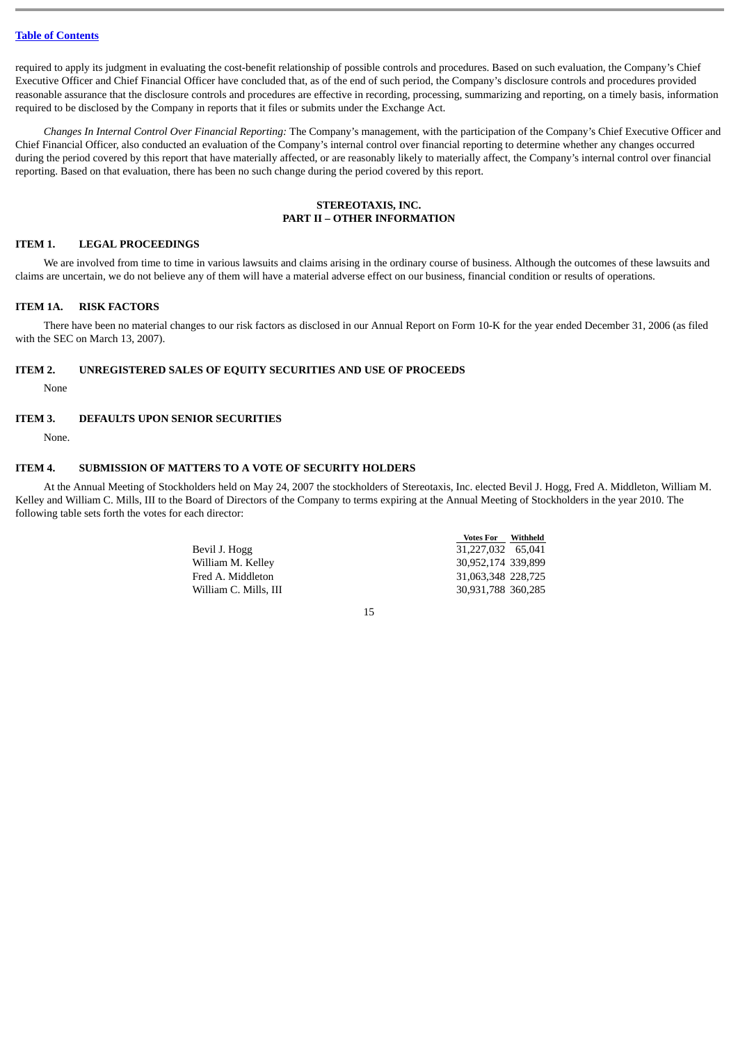required to apply its judgment in evaluating the cost-benefit relationship of possible controls and procedures. Based on such evaluation, the Company's Chief Executive Officer and Chief Financial Officer have concluded that, as of the end of such period, the Company's disclosure controls and procedures provided reasonable assurance that the disclosure controls and procedures are effective in recording, processing, summarizing and reporting, on a timely basis, information required to be disclosed by the Company in reports that it files or submits under the Exchange Act.

*Changes In Internal Control Over Financial Reporting:* The Company's management, with the participation of the Company's Chief Executive Officer and Chief Financial Officer, also conducted an evaluation of the Company's internal control over financial reporting to determine whether any changes occurred during the period covered by this report that have materially affected, or are reasonably likely to materially affect, the Company's internal control over financial reporting. Based on that evaluation, there has been no such change during the period covered by this report.

## STEREOTAXIS, INC.
## PART II – OTHER INFORMATION

### ITEM 1. LEGAL PROCEEDINGS

We are involved from time to time in various lawsuits and claims arising in the ordinary course of business. Although the outcomes of these lawsuits and claims are uncertain, we do not believe any of them will have a material adverse effect on our business, financial condition or results of operations.

### ITEM 1A. RISK FACTORS

There have been no material changes to our risk factors as disclosed in our Annual Report on Form 10-K for the year ended December 31, 2006 (as filed with the SEC on March 13, 2007).

### ITEM 2. UNREGISTERED SALES OF EQUITY SECURITIES AND USE OF PROCEEDS

None

### ITEM 3. DEFAULTS UPON SENIOR SECURITIES

None.

### ITEM 4. SUBMISSION OF MATTERS TO A VOTE OF SECURITY HOLDERS

At the Annual Meeting of Stockholders held on May 24, 2007 the stockholders of Stereotaxis, Inc. elected Bevil J. Hogg, Fred A. Middleton, William M. Kelley and William C. Mills, III to the Board of Directors of the Company to terms expiring at the Annual Meeting of Stockholders in the year 2010. The following table sets forth the votes for each director:

| | Votes For | Withheld |
|---|---|---|
| Bevil J. Hogg | 31,227,032 | 65,041 |
| William M. Kelley | 30,952,174 | 339,899 |
| Fred A. Middleton | 31,063,348 | 228,725 |
| William C. Mills, III | 30,931,788 | 360,285 |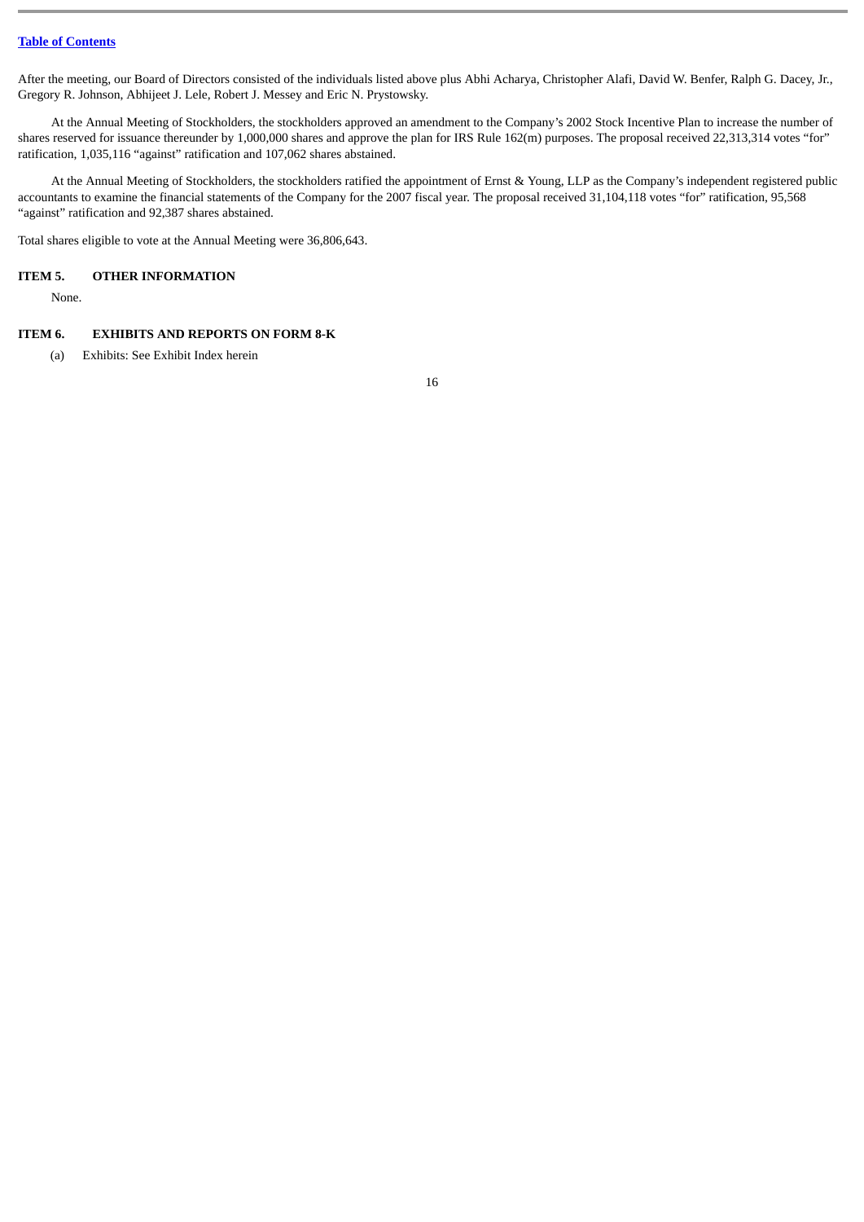After the meeting, our Board of Directors consisted of the individuals listed above plus Abhi Acharya, Christopher Alafi, David W. Benfer, Ralph G. Dacey, Jr., Gregory R. Johnson, Abhijeet J. Lele, Robert J. Messey and Eric N. Prystowsky.

At the Annual Meeting of Stockholders, the stockholders approved an amendment to the Company's 2002 Stock Incentive Plan to increase the number of shares reserved for issuance thereunder by 1,000,000 shares and approve the plan for IRS Rule 162(m) purposes. The proposal received 22,313,314 votes "for" ratification, 1,035,116 "against" ratification and 107,062 shares abstained.

At the Annual Meeting of Stockholders, the stockholders ratified the appointment of Ernst & Young, LLP as the Company's independent registered public accountants to examine the financial statements of the Company for the 2007 fiscal year. The proposal received 31,104,118 votes "for" ratification, 95,568 "against" ratification and 92,387 shares abstained.

Total shares eligible to vote at the Annual Meeting were 36,806,643.

## ITEM 5. OTHER INFORMATION

None.

## ITEM 6. EXHIBITS AND REPORTS ON FORM 8-K

(a) Exhibits: See Exhibit Index herein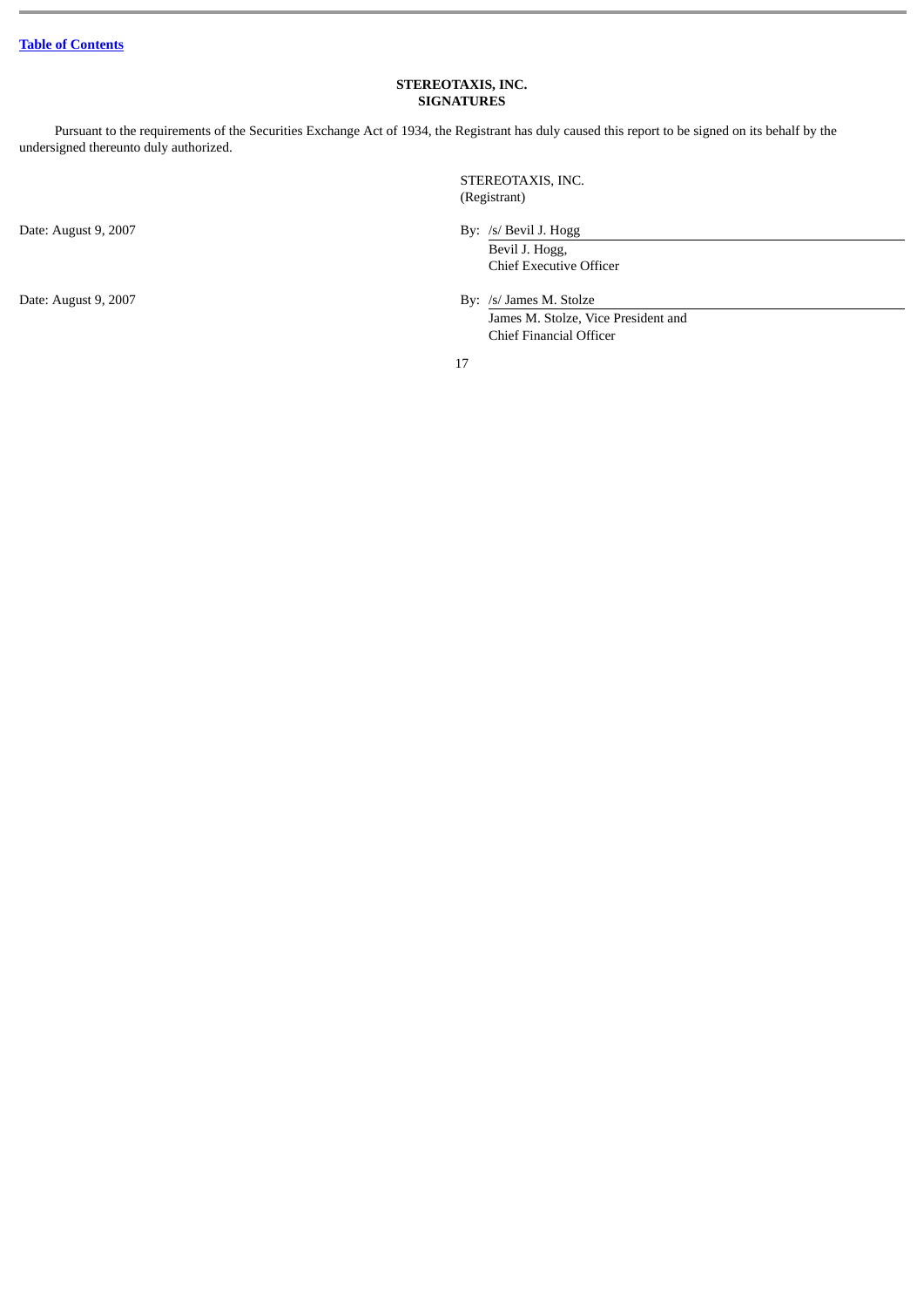[Table of Contents](#)

**STEREOTAXIS, INC.**
**SIGNATURES**

Pursuant to the requirements of the Securities Exchange Act of 1934, the Registrant has duly caused this report to be signed on its behalf by the undersigned thereunto duly authorized.

STEREOTAXIS, INC.
(Registrant)

Date: August 9, 2007

By: /s/ Bevil J. Hogg
Bevil J. Hogg,
Chief Executive Officer

Date: August 9, 2007

By: /s/ James M. Stolze
James M. Stolze, Vice President and
Chief Financial Officer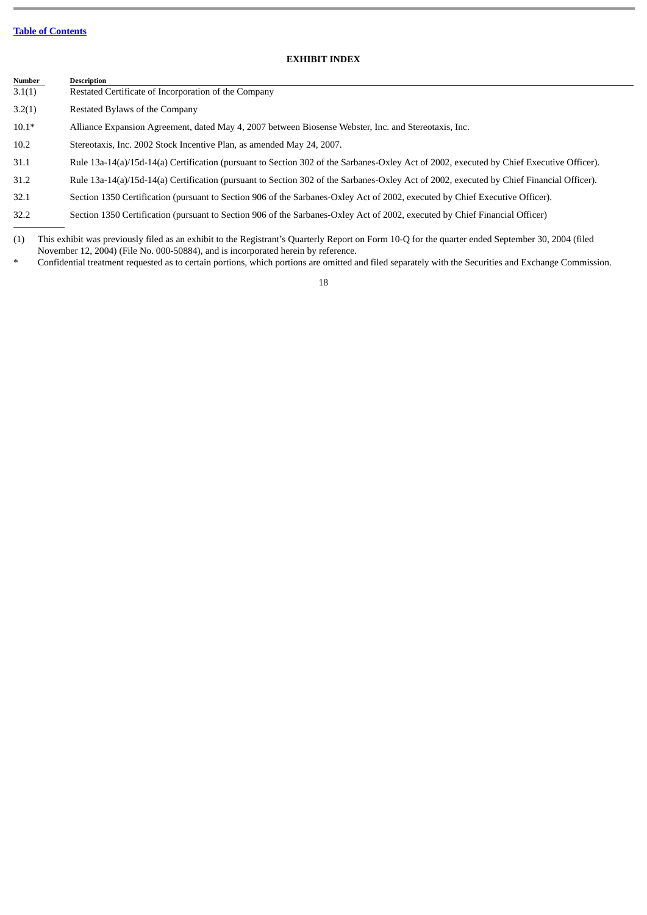[Table of Contents](#)

## EXHIBIT INDEX

| Number | Description |
|---|---|
| 3.1(1) | Restated Certificate of Incorporation of the Company |
| 3.2(1) | Restated Bylaws of the Company |
| 10.1* | Alliance Expansion Agreement, dated May 4, 2007 between Biosense Webster, Inc. and Stereotaxis, Inc. |
| 10.2 | Stereotaxis, Inc. 2002 Stock Incentive Plan, as amended May 24, 2007. |
| 31.1 | Rule 13a-14(a)/15d-14(a) Certification (pursuant to Section 302 of the Sarbanes-Oxley Act of 2002, executed by Chief Executive Officer). |
| 31.2 | Rule 13a-14(a)/15d-14(a) Certification (pursuant to Section 302 of the Sarbanes-Oxley Act of 2002, executed by Chief Financial Officer). |
| 32.1 | Section 1350 Certification (pursuant to Section 906 of the Sarbanes-Oxley Act of 2002, executed by Chief Executive Officer). |
| 32.2 | Section 1350 Certification (pursuant to Section 906 of the Sarbanes-Oxley Act of 2002, executed by Chief Financial Officer) |

(1) This exhibit was previously filed as an exhibit to the Registrant's Quarterly Report on Form 10-Q for the quarter ended September 30, 2004 (filed November 12, 2004) (File No. 000-50884), and is incorporated herein by reference.

* Confidential treatment requested as to certain portions, which portions are omitted and filed separately with the Securities and Exchange Commission.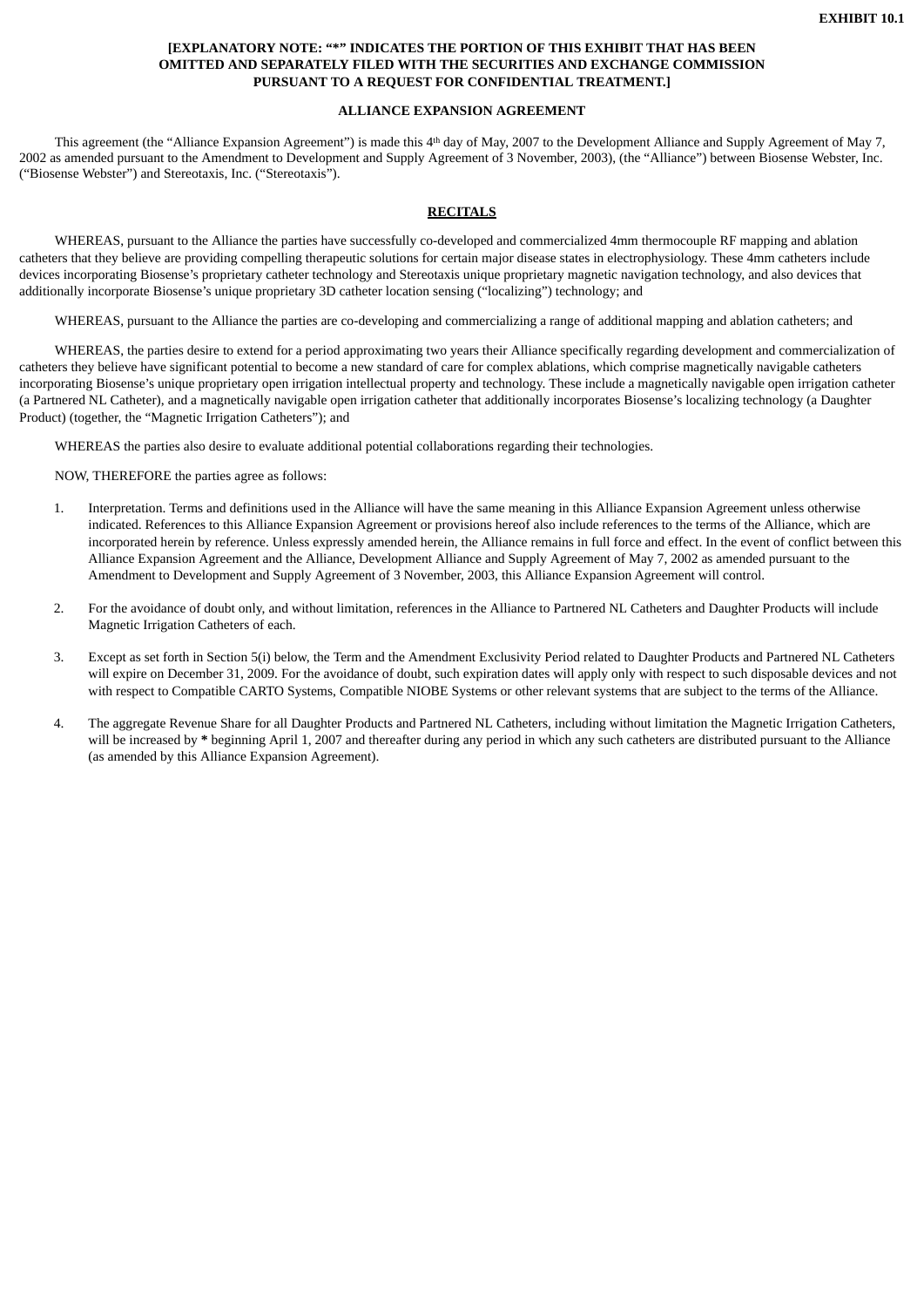**EXHIBIT 10.1**

**[EXPLANATORY NOTE: "*" INDICATES THE PORTION OF THIS EXHIBIT THAT HAS BEEN OMITTED AND SEPARATELY FILED WITH THE SECURITIES AND EXCHANGE COMMISSION PURSUANT TO A REQUEST FOR CONFIDENTIAL TREATMENT.]**

**ALLIANCE EXPANSION AGREEMENT**

This agreement (the "Alliance Expansion Agreement") is made this 4th day of May, 2007 to the Development Alliance and Supply Agreement of May 7, 2002 as amended pursuant to the Amendment to Development and Supply Agreement of 3 November, 2003), (the "Alliance") between Biosense Webster, Inc. ("Biosense Webster") and Stereotaxis, Inc. ("Stereotaxis").

**RECITALS**

WHEREAS, pursuant to the Alliance the parties have successfully co-developed and commercialized 4mm thermocouple RF mapping and ablation catheters that they believe are providing compelling therapeutic solutions for certain major disease states in electrophysiology. These 4mm catheters include devices incorporating Biosense's proprietary catheter technology and Stereotaxis unique proprietary magnetic navigation technology, and also devices that additionally incorporate Biosense's unique proprietary 3D catheter location sensing ("localizing") technology; and

WHEREAS, pursuant to the Alliance the parties are co-developing and commercializing a range of additional mapping and ablation catheters; and

WHEREAS, the parties desire to extend for a period approximating two years their Alliance specifically regarding development and commercialization of catheters they believe have significant potential to become a new standard of care for complex ablations, which comprise magnetically navigable catheters incorporating Biosense's unique proprietary open irrigation intellectual property and technology. These include a magnetically navigable open irrigation catheter (a Partnered NL Catheter), and a magnetically navigable open irrigation catheter that additionally incorporates Biosense's localizing technology (a Daughter Product) (together, the "Magnetic Irrigation Catheters"); and

WHEREAS the parties also desire to evaluate additional potential collaborations regarding their technologies.

NOW, THEREFORE the parties agree as follows:

1. Interpretation. Terms and definitions used in the Alliance will have the same meaning in this Alliance Expansion Agreement unless otherwise indicated. References to this Alliance Expansion Agreement or provisions hereof also include references to the terms of the Alliance, which are incorporated herein by reference. Unless expressly amended herein, the Alliance remains in full force and effect. In the event of conflict between this Alliance Expansion Agreement and the Alliance, Development Alliance and Supply Agreement of May 7, 2002 as amended pursuant to the Amendment to Development and Supply Agreement of 3 November, 2003, this Alliance Expansion Agreement will control.

2. For the avoidance of doubt only, and without limitation, references in the Alliance to Partnered NL Catheters and Daughter Products will include Magnetic Irrigation Catheters of each.

3. Except as set forth in Section 5(i) below, the Term and the Amendment Exclusivity Period related to Daughter Products and Partnered NL Catheters will expire on December 31, 2009. For the avoidance of doubt, such expiration dates will apply only with respect to such disposable devices and not with respect to Compatible CARTO Systems, Compatible NIOBE Systems or other relevant systems that are subject to the terms of the Alliance.

4. The aggregate Revenue Share for all Daughter Products and Partnered NL Catheters, including without limitation the Magnetic Irrigation Catheters, will be increased by **\*** beginning April 1, 2007 and thereafter during any period in which any such catheters are distributed pursuant to the Alliance (as amended by this Alliance Expansion Agreement).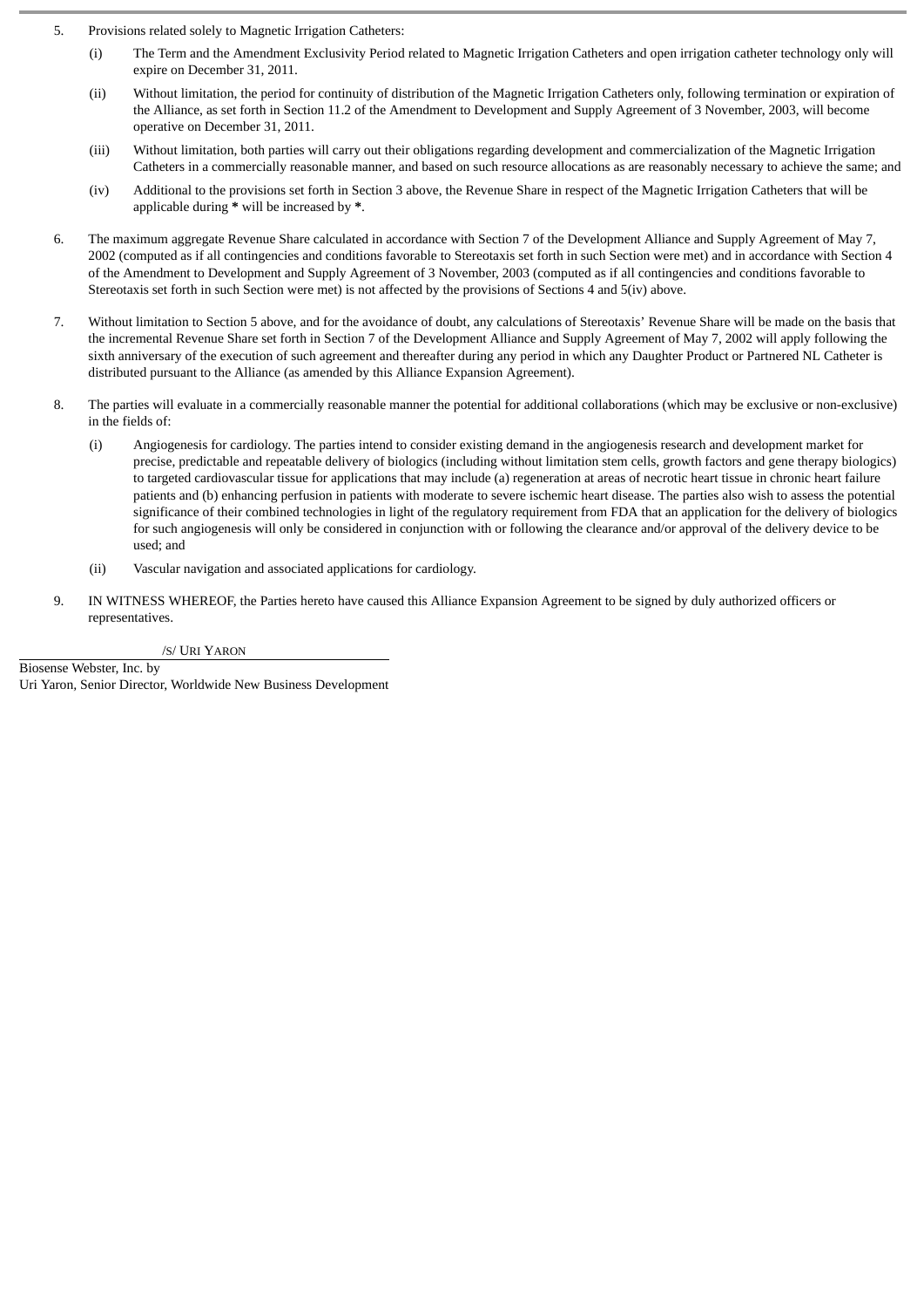5. Provisions related solely to Magnetic Irrigation Catheters:

   (i) The Term and the Amendment Exclusivity Period related to Magnetic Irrigation Catheters and open irrigation catheter technology only will expire on December 31, 2011.

   (ii) Without limitation, the period for continuity of distribution of the Magnetic Irrigation Catheters only, following termination or expiration of the Alliance, as set forth in Section 11.2 of the Amendment to Development and Supply Agreement of 3 November, 2003, will become operative on December 31, 2011.

   (iii) Without limitation, both parties will carry out their obligations regarding development and commercialization of the Magnetic Irrigation Catheters in a commercially reasonable manner, and based on such resource allocations as are reasonably necessary to achieve the same; and

   (iv) Additional to the provisions set forth in Section 3 above, the Revenue Share in respect of the Magnetic Irrigation Catheters that will be applicable during **\*** will be increased by **\***.

6. The maximum aggregate Revenue Share calculated in accordance with Section 7 of the Development Alliance and Supply Agreement of May 7, 2002 (computed as if all contingencies and conditions favorable to Stereotaxis set forth in such Section were met) and in accordance with Section 4 of the Amendment to Development and Supply Agreement of 3 November, 2003 (computed as if all contingencies and conditions favorable to Stereotaxis set forth in such Section were met) is not affected by the provisions of Sections 4 and 5(iv) above.

7. Without limitation to Section 5 above, and for the avoidance of doubt, any calculations of Stereotaxis' Revenue Share will be made on the basis that the incremental Revenue Share set forth in Section 7 of the Development Alliance and Supply Agreement of May 7, 2002 will apply following the sixth anniversary of the execution of such agreement and thereafter during any period in which any Daughter Product or Partnered NL Catheter is distributed pursuant to the Alliance (as amended by this Alliance Expansion Agreement).

8. The parties will evaluate in a commercially reasonable manner the potential for additional collaborations (which may be exclusive or non-exclusive) in the fields of:

   (i) Angiogenesis for cardiology. The parties intend to consider existing demand in the angiogenesis research and development market for precise, predictable and repeatable delivery of biologics (including without limitation stem cells, growth factors and gene therapy biologics) to targeted cardiovascular tissue for applications that may include (a) regeneration at areas of necrotic heart tissue in chronic heart failure patients and (b) enhancing perfusion in patients with moderate to severe ischemic heart disease. The parties also wish to assess the potential significance of their combined technologies in light of the regulatory requirement from FDA that an application for the delivery of biologics for such angiogenesis will only be considered in conjunction with or following the clearance and/or approval of the delivery device to be used; and

   (ii) Vascular navigation and associated applications for cardiology.

9. IN WITNESS WHEREOF, the Parties hereto have caused this Alliance Expansion Agreement to be signed by duly authorized officers or representatives.

/S/ URI YARON

Biosense Webster, Inc. by
Uri Yaron, Senior Director, Worldwide New Business Development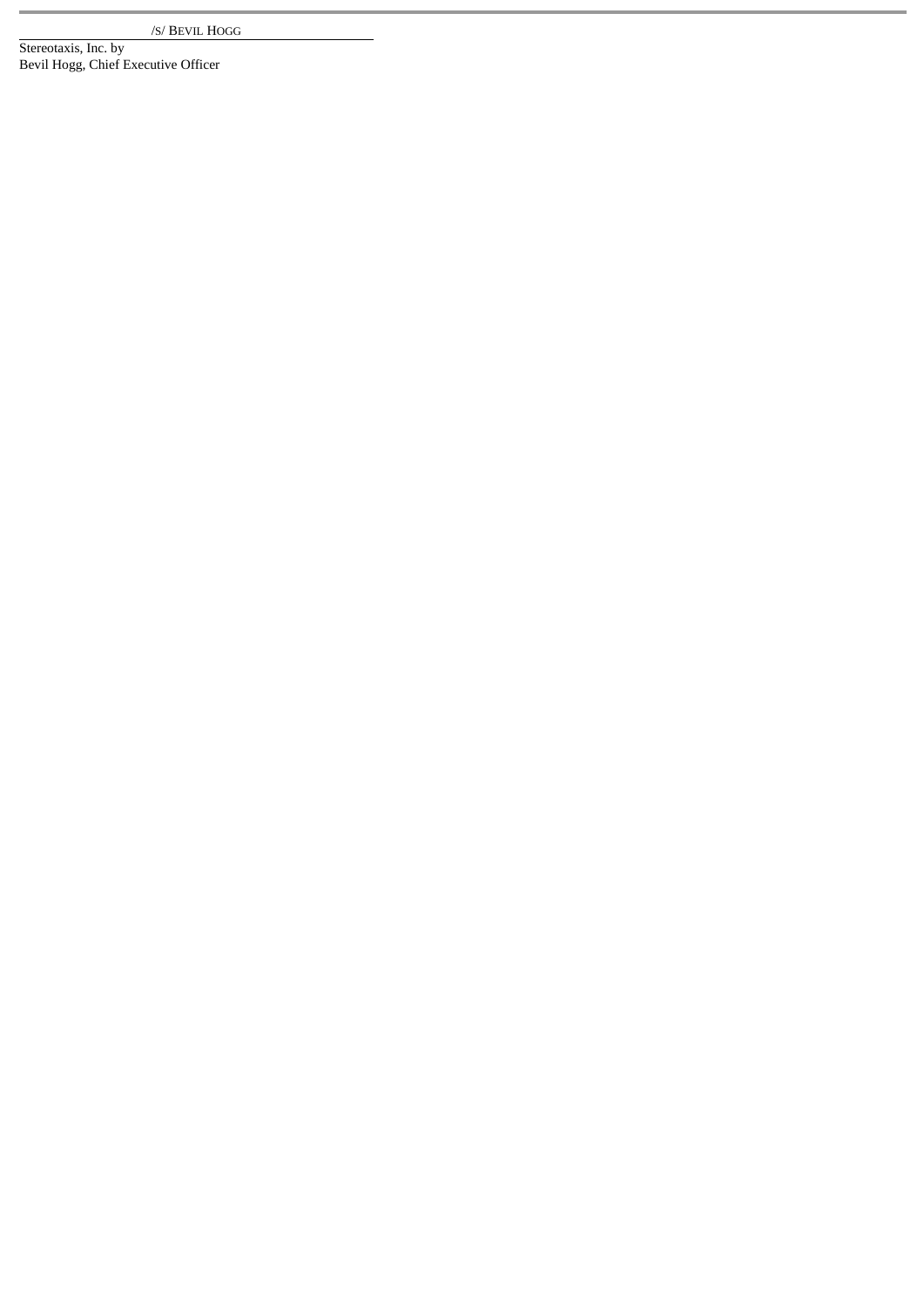/S/ BEVIL HOGG

Stereotaxis, Inc. by
Bevil Hogg, Chief Executive Officer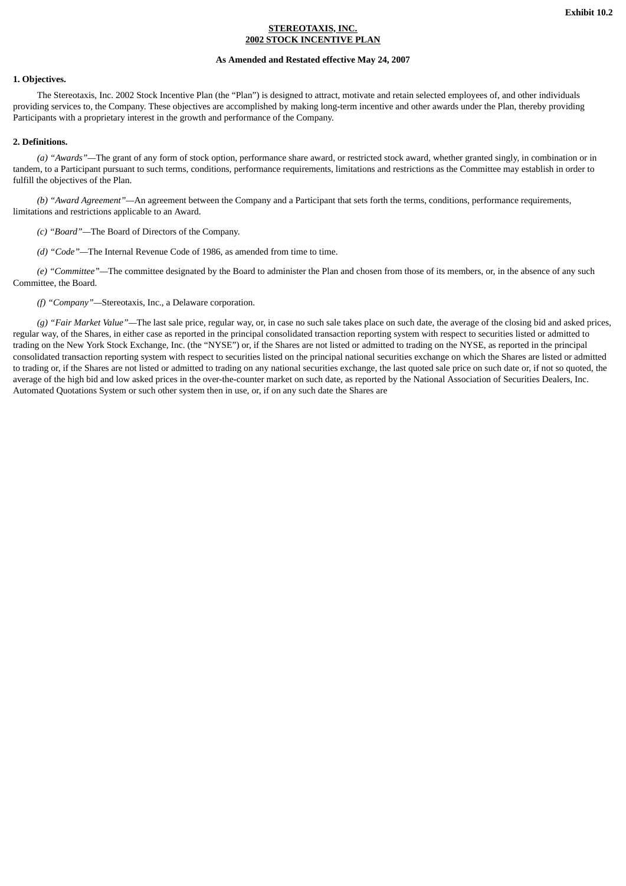Exhibit 10.2

**STEREOTAXIS, INC.**
**2002 STOCK INCENTIVE PLAN**

**As Amended and Restated effective May 24, 2007**

**1. Objectives.**

The Stereotaxis, Inc. 2002 Stock Incentive Plan (the "Plan") is designed to attract, motivate and retain selected employees of, and other individuals providing services to, the Company. These objectives are accomplished by making long-term incentive and other awards under the Plan, thereby providing Participants with a proprietary interest in the growth and performance of the Company.

**2. Definitions.**

*(a) "Awards"*—The grant of any form of stock option, performance share award, or restricted stock award, whether granted singly, in combination or in tandem, to a Participant pursuant to such terms, conditions, performance requirements, limitations and restrictions as the Committee may establish in order to fulfill the objectives of the Plan.

*(b) "Award Agreement"*—An agreement between the Company and a Participant that sets forth the terms, conditions, performance requirements, limitations and restrictions applicable to an Award.

*(c) "Board"*—The Board of Directors of the Company.

*(d) "Code"*—The Internal Revenue Code of 1986, as amended from time to time.

*(e) "Committee"*—The committee designated by the Board to administer the Plan and chosen from those of its members, or, in the absence of any such Committee, the Board.

*(f) "Company"*—Stereotaxis, Inc., a Delaware corporation.

*(g) "Fair Market Value"*—The last sale price, regular way, or, in case no such sale takes place on such date, the average of the closing bid and asked prices, regular way, of the Shares, in either case as reported in the principal consolidated transaction reporting system with respect to securities listed or admitted to trading on the New York Stock Exchange, Inc. (the "NYSE") or, if the Shares are not listed or admitted to trading on the NYSE, as reported in the principal consolidated transaction reporting system with respect to securities listed on the principal national securities exchange on which the Shares are listed or admitted to trading or, if the Shares are not listed or admitted to trading on any national securities exchange, the last quoted sale price on such date or, if not so quoted, the average of the high bid and low asked prices in the over-the-counter market on such date, as reported by the National Association of Securities Dealers, Inc. Automated Quotations System or such other system then in use, or, if on any such date the Shares are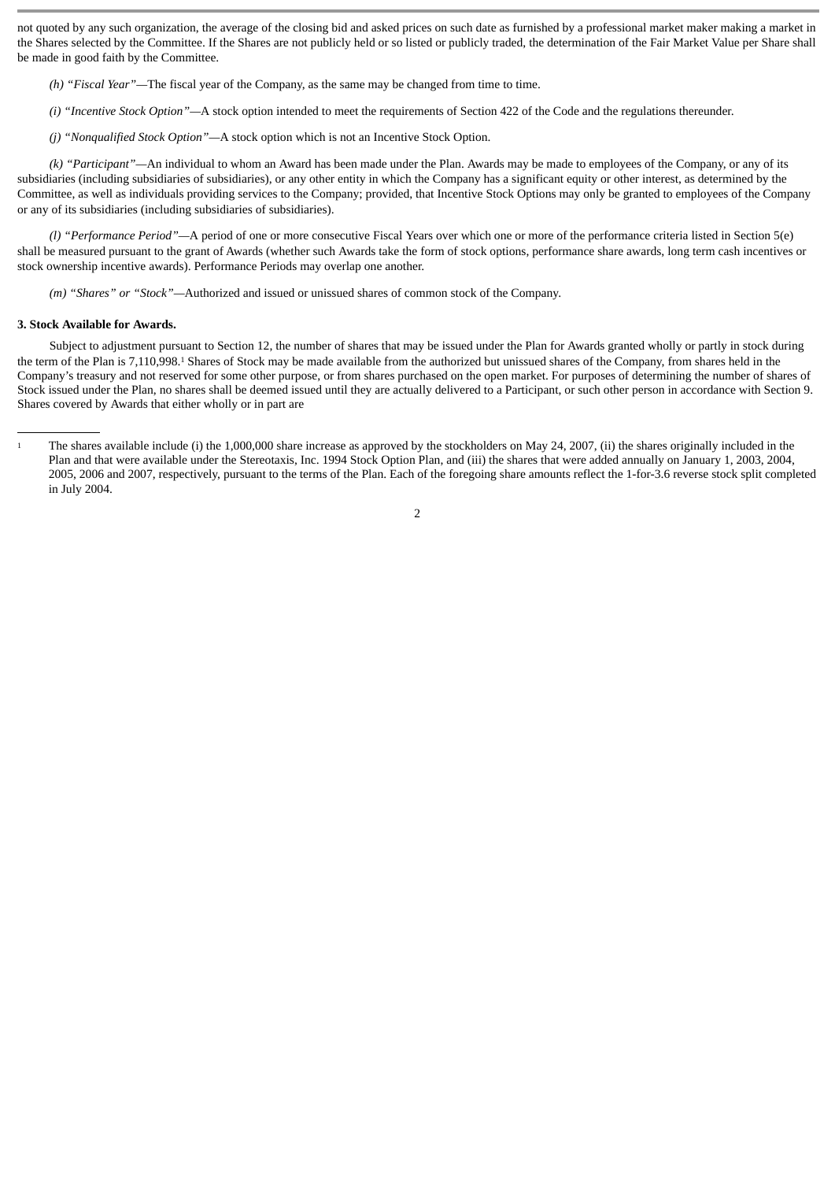not quoted by any such organization, the average of the closing bid and asked prices on such date as furnished by a professional market maker making a market in the Shares selected by the Committee. If the Shares are not publicly held or so listed or publicly traded, the determination of the Fair Market Value per Share shall be made in good faith by the Committee.

*(h) "Fiscal Year"*—The fiscal year of the Company, as the same may be changed from time to time.

*(i) "Incentive Stock Option"*—A stock option intended to meet the requirements of Section 422 of the Code and the regulations thereunder.

*(j) "Nonqualified Stock Option"*—A stock option which is not an Incentive Stock Option.

*(k) "Participant"*—An individual to whom an Award has been made under the Plan. Awards may be made to employees of the Company, or any of its subsidiaries (including subsidiaries of subsidiaries), or any other entity in which the Company has a significant equity or other interest, as determined by the Committee, as well as individuals providing services to the Company; provided, that Incentive Stock Options may only be granted to employees of the Company or any of its subsidiaries (including subsidiaries of subsidiaries).

*(l) "Performance Period"*—A period of one or more consecutive Fiscal Years over which one or more of the performance criteria listed in Section 5(e) shall be measured pursuant to the grant of Awards (whether such Awards take the form of stock options, performance share awards, long term cash incentives or stock ownership incentive awards). Performance Periods may overlap one another.

*(m) "Shares" or "Stock"*—Authorized and issued or unissued shares of common stock of the Company.

**3. Stock Available for Awards.**

Subject to adjustment pursuant to Section 12, the number of shares that may be issued under the Plan for Awards granted wholly or partly in stock during the term of the Plan is 7,110,998.[1] Shares of Stock may be made available from the authorized but unissued shares of the Company, from shares held in the Company's treasury and not reserved for some other purpose, or from shares purchased on the open market. For purposes of determining the number of shares of Stock issued under the Plan, no shares shall be deemed issued until they are actually delivered to a Participant, or such other person in accordance with Section 9. Shares covered by Awards that either wholly or in part are

---

[1] The shares available include (i) the 1,000,000 share increase as approved by the stockholders on May 24, 2007, (ii) the shares originally included in the Plan and that were available under the Stereotaxis, Inc. 1994 Stock Option Plan, and (iii) the shares that were added annually on January 1, 2003, 2004, 2005, 2006 and 2007, respectively, pursuant to the terms of the Plan. Each of the foregoing share amounts reflect the 1-for-3.6 reverse stock split completed in July 2004.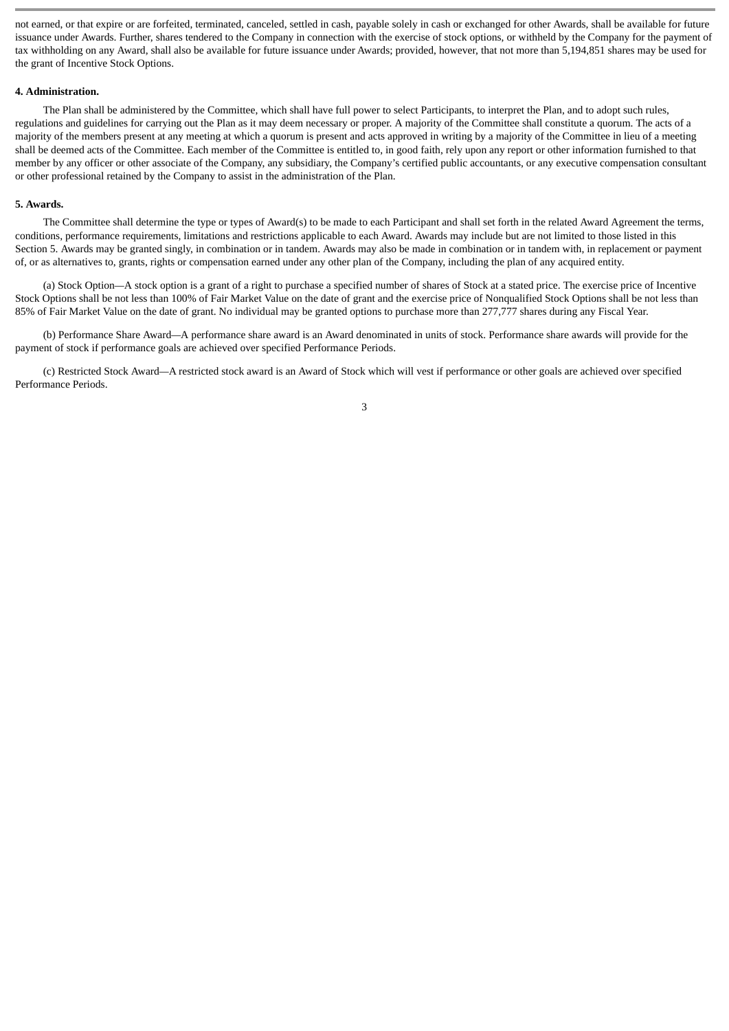not earned, or that expire or are forfeited, terminated, canceled, settled in cash, payable solely in cash or exchanged for other Awards, shall be available for future issuance under Awards. Further, shares tendered to the Company in connection with the exercise of stock options, or withheld by the Company for the payment of tax withholding on any Award, shall also be available for future issuance under Awards; provided, however, that not more than 5,194,851 shares may be used for the grant of Incentive Stock Options.

**4. Administration.**

The Plan shall be administered by the Committee, which shall have full power to select Participants, to interpret the Plan, and to adopt such rules, regulations and guidelines for carrying out the Plan as it may deem necessary or proper. A majority of the Committee shall constitute a quorum. The acts of a majority of the members present at any meeting at which a quorum is present and acts approved in writing by a majority of the Committee in lieu of a meeting shall be deemed acts of the Committee. Each member of the Committee is entitled to, in good faith, rely upon any report or other information furnished to that member by any officer or other associate of the Company, any subsidiary, the Company's certified public accountants, or any executive compensation consultant or other professional retained by the Company to assist in the administration of the Plan.

**5. Awards.**

The Committee shall determine the type or types of Award(s) to be made to each Participant and shall set forth in the related Award Agreement the terms, conditions, performance requirements, limitations and restrictions applicable to each Award. Awards may include but are not limited to those listed in this Section 5. Awards may be granted singly, in combination or in tandem. Awards may also be made in combination or in tandem with, in replacement or payment of, or as alternatives to, grants, rights or compensation earned under any other plan of the Company, including the plan of any acquired entity.

(a) Stock Option—A stock option is a grant of a right to purchase a specified number of shares of Stock at a stated price. The exercise price of Incentive Stock Options shall be not less than 100% of Fair Market Value on the date of grant and the exercise price of Nonqualified Stock Options shall be not less than 85% of Fair Market Value on the date of grant. No individual may be granted options to purchase more than 277,777 shares during any Fiscal Year.

(b) Performance Share Award—A performance share award is an Award denominated in units of stock. Performance share awards will provide for the payment of stock if performance goals are achieved over specified Performance Periods.

(c) Restricted Stock Award—A restricted stock award is an Award of Stock which will vest if performance or other goals are achieved over specified Performance Periods.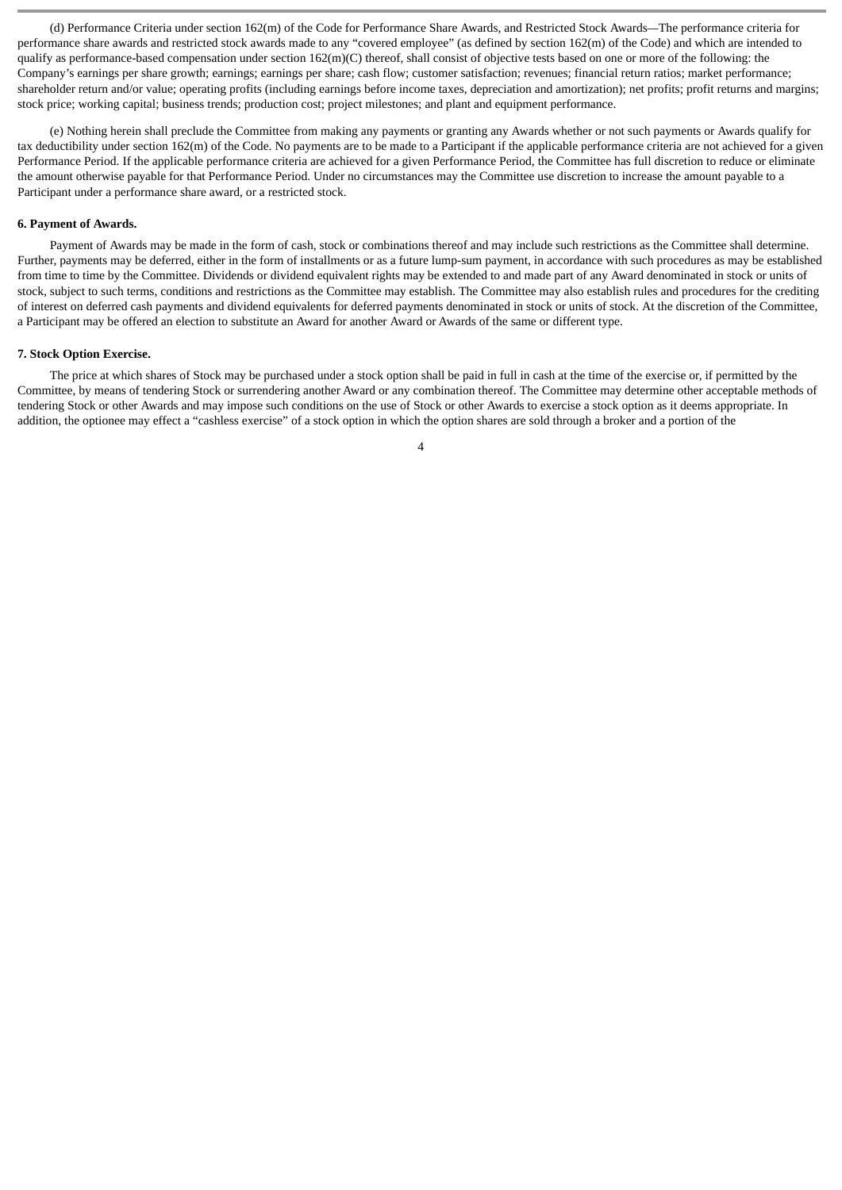(d) Performance Criteria under section 162(m) of the Code for Performance Share Awards, and Restricted Stock Awards—The performance criteria for performance share awards and restricted stock awards made to any "covered employee" (as defined by section 162(m) of the Code) and which are intended to qualify as performance-based compensation under section 162(m)(C) thereof, shall consist of objective tests based on one or more of the following: the Company's earnings per share growth; earnings; earnings per share; cash flow; customer satisfaction; revenues; financial return ratios; market performance; shareholder return and/or value; operating profits (including earnings before income taxes, depreciation and amortization); net profits; profit returns and margins; stock price; working capital; business trends; production cost; project milestones; and plant and equipment performance.

(e) Nothing herein shall preclude the Committee from making any payments or granting any Awards whether or not such payments or Awards qualify for tax deductibility under section 162(m) of the Code. No payments are to be made to a Participant if the applicable performance criteria are not achieved for a given Performance Period. If the applicable performance criteria are achieved for a given Performance Period, the Committee has full discretion to reduce or eliminate the amount otherwise payable for that Performance Period. Under no circumstances may the Committee use discretion to increase the amount payable to a Participant under a performance share award, or a restricted stock.

**6. Payment of Awards.**

Payment of Awards may be made in the form of cash, stock or combinations thereof and may include such restrictions as the Committee shall determine. Further, payments may be deferred, either in the form of installments or as a future lump-sum payment, in accordance with such procedures as may be established from time to time by the Committee. Dividends or dividend equivalent rights may be extended to and made part of any Award denominated in stock or units of stock, subject to such terms, conditions and restrictions as the Committee may establish. The Committee may also establish rules and procedures for the crediting of interest on deferred cash payments and dividend equivalents for deferred payments denominated in stock or units of stock. At the discretion of the Committee, a Participant may be offered an election to substitute an Award for another Award or Awards of the same or different type.

**7. Stock Option Exercise.**

The price at which shares of Stock may be purchased under a stock option shall be paid in full in cash at the time of the exercise or, if permitted by the Committee, by means of tendering Stock or surrendering another Award or any combination thereof. The Committee may determine other acceptable methods of tendering Stock or other Awards and may impose such conditions on the use of Stock or other Awards to exercise a stock option as it deems appropriate. In addition, the optionee may effect a "cashless exercise" of a stock option in which the option shares are sold through a broker and a portion of the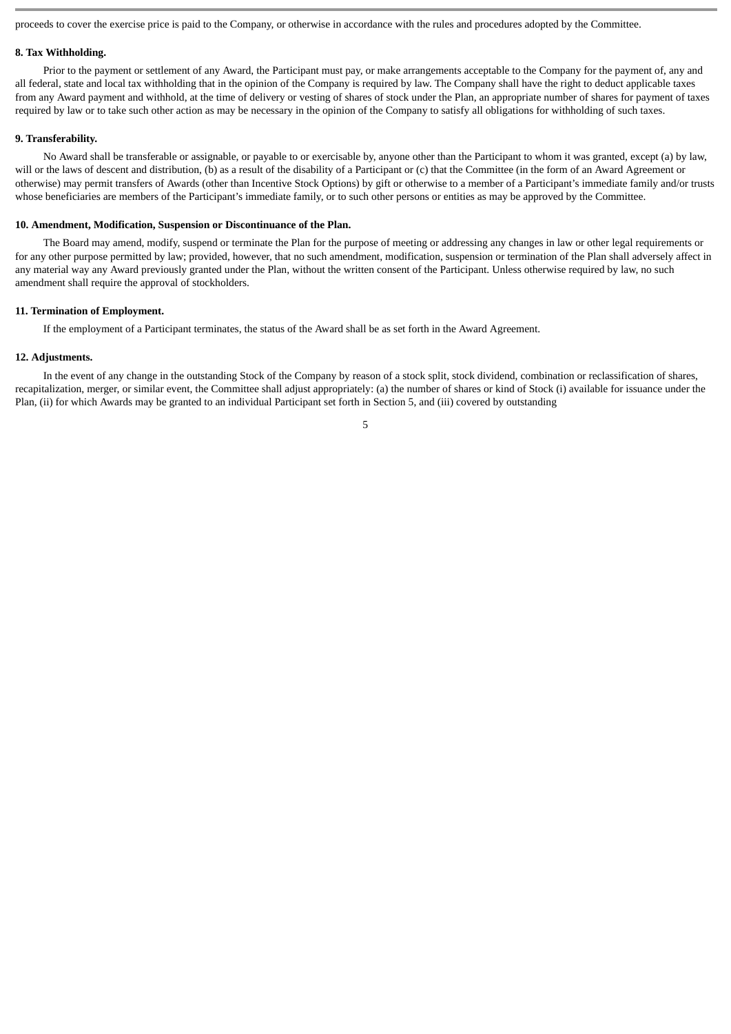proceeds to cover the exercise price is paid to the Company, or otherwise in accordance with the rules and procedures adopted by the Committee.

**8. Tax Withholding.**

Prior to the payment or settlement of any Award, the Participant must pay, or make arrangements acceptable to the Company for the payment of, any and all federal, state and local tax withholding that in the opinion of the Company is required by law. The Company shall have the right to deduct applicable taxes from any Award payment and withhold, at the time of delivery or vesting of shares of stock under the Plan, an appropriate number of shares for payment of taxes required by law or to take such other action as may be necessary in the opinion of the Company to satisfy all obligations for withholding of such taxes.

**9. Transferability.**

No Award shall be transferable or assignable, or payable to or exercisable by, anyone other than the Participant to whom it was granted, except (a) by law, will or the laws of descent and distribution, (b) as a result of the disability of a Participant or (c) that the Committee (in the form of an Award Agreement or otherwise) may permit transfers of Awards (other than Incentive Stock Options) by gift or otherwise to a member of a Participant's immediate family and/or trusts whose beneficiaries are members of the Participant's immediate family, or to such other persons or entities as may be approved by the Committee.

**10. Amendment, Modification, Suspension or Discontinuance of the Plan.**

The Board may amend, modify, suspend or terminate the Plan for the purpose of meeting or addressing any changes in law or other legal requirements or for any other purpose permitted by law; provided, however, that no such amendment, modification, suspension or termination of the Plan shall adversely affect in any material way any Award previously granted under the Plan, without the written consent of the Participant. Unless otherwise required by law, no such amendment shall require the approval of stockholders.

**11. Termination of Employment.**

If the employment of a Participant terminates, the status of the Award shall be as set forth in the Award Agreement.

**12. Adjustments.**

In the event of any change in the outstanding Stock of the Company by reason of a stock split, stock dividend, combination or reclassification of shares, recapitalization, merger, or similar event, the Committee shall adjust appropriately: (a) the number of shares or kind of Stock (i) available for issuance under the Plan, (ii) for which Awards may be granted to an individual Participant set forth in Section 5, and (iii) covered by outstanding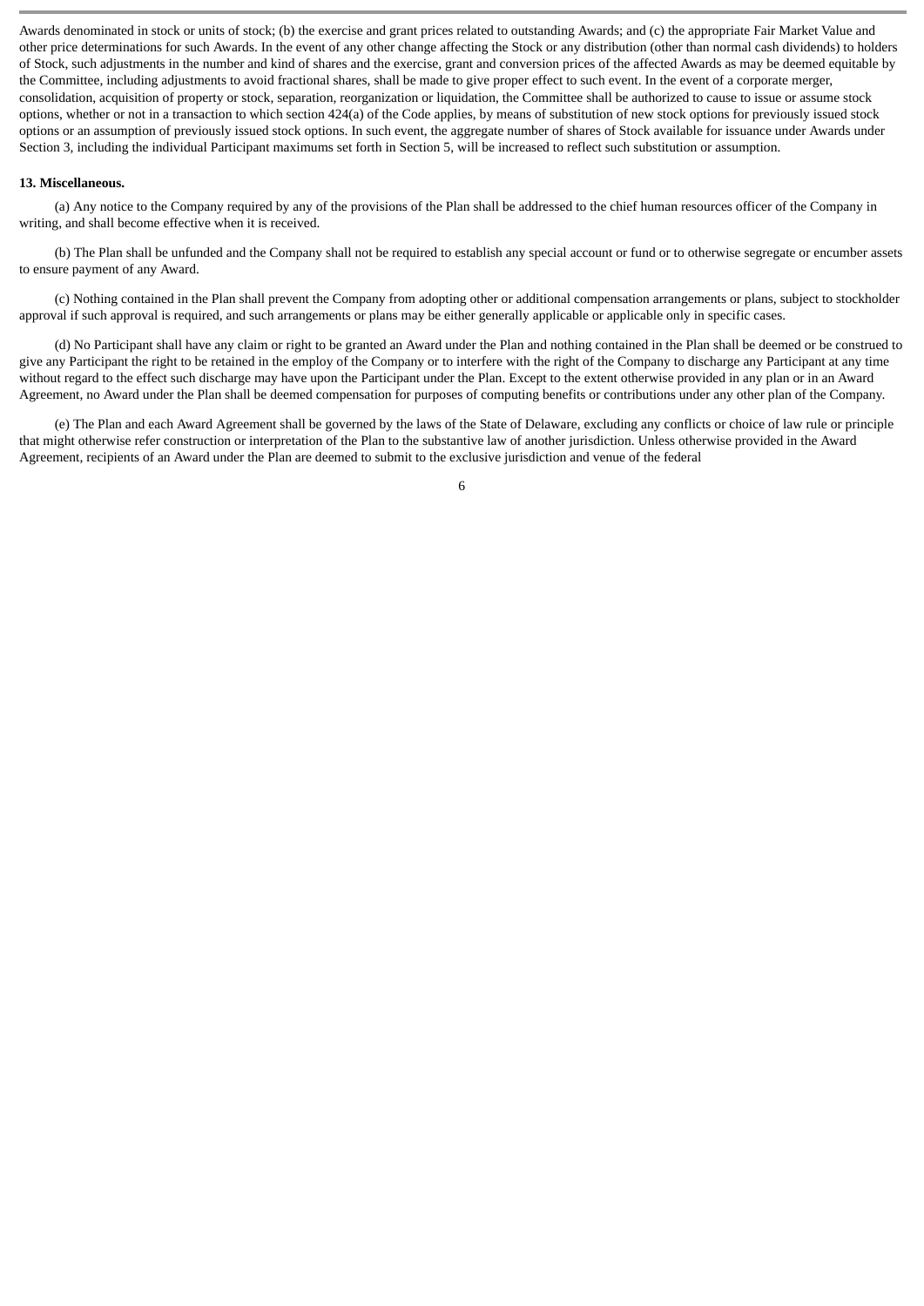Awards denominated in stock or units of stock; (b) the exercise and grant prices related to outstanding Awards; and (c) the appropriate Fair Market Value and other price determinations for such Awards. In the event of any other change affecting the Stock or any distribution (other than normal cash dividends) to holders of Stock, such adjustments in the number and kind of shares and the exercise, grant and conversion prices of the affected Awards as may be deemed equitable by the Committee, including adjustments to avoid fractional shares, shall be made to give proper effect to such event. In the event of a corporate merger, consolidation, acquisition of property or stock, separation, reorganization or liquidation, the Committee shall be authorized to cause to issue or assume stock options, whether or not in a transaction to which section 424(a) of the Code applies, by means of substitution of new stock options for previously issued stock options or an assumption of previously issued stock options. In such event, the aggregate number of shares of Stock available for issuance under Awards under Section 3, including the individual Participant maximums set forth in Section 5, will be increased to reflect such substitution or assumption.

**13. Miscellaneous.**

(a) Any notice to the Company required by any of the provisions of the Plan shall be addressed to the chief human resources officer of the Company in writing, and shall become effective when it is received.

(b) The Plan shall be unfunded and the Company shall not be required to establish any special account or fund or to otherwise segregate or encumber assets to ensure payment of any Award.

(c) Nothing contained in the Plan shall prevent the Company from adopting other or additional compensation arrangements or plans, subject to stockholder approval if such approval is required, and such arrangements or plans may be either generally applicable or applicable only in specific cases.

(d) No Participant shall have any claim or right to be granted an Award under the Plan and nothing contained in the Plan shall be deemed or be construed to give any Participant the right to be retained in the employ of the Company or to interfere with the right of the Company to discharge any Participant at any time without regard to the effect such discharge may have upon the Participant under the Plan. Except to the extent otherwise provided in any plan or in an Award Agreement, no Award under the Plan shall be deemed compensation for purposes of computing benefits or contributions under any other plan of the Company.

(e) The Plan and each Award Agreement shall be governed by the laws of the State of Delaware, excluding any conflicts or choice of law rule or principle that might otherwise refer construction or interpretation of the Plan to the substantive law of another jurisdiction. Unless otherwise provided in the Award Agreement, recipients of an Award under the Plan are deemed to submit to the exclusive jurisdiction and venue of the federal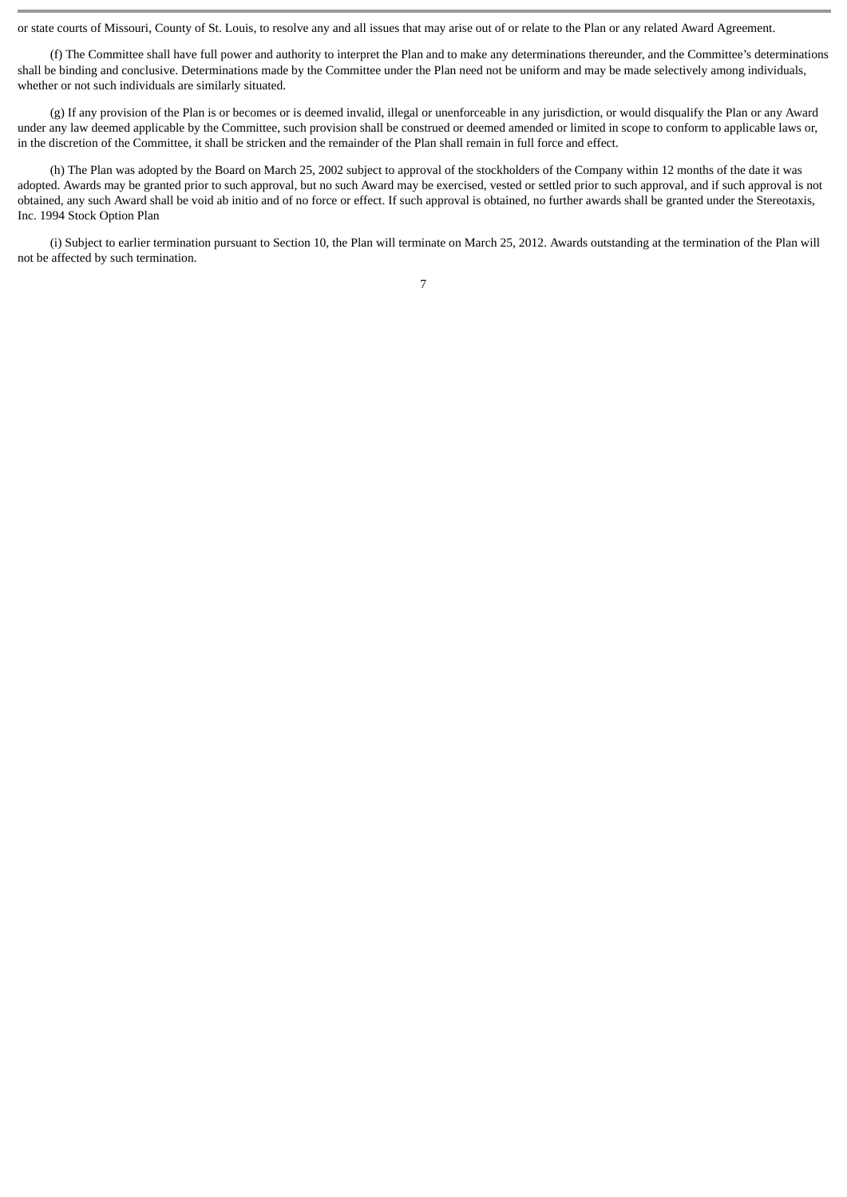or state courts of Missouri, County of St. Louis, to resolve any and all issues that may arise out of or relate to the Plan or any related Award Agreement.

(f) The Committee shall have full power and authority to interpret the Plan and to make any determinations thereunder, and the Committee's determinations shall be binding and conclusive. Determinations made by the Committee under the Plan need not be uniform and may be made selectively among individuals, whether or not such individuals are similarly situated.

(g) If any provision of the Plan is or becomes or is deemed invalid, illegal or unenforceable in any jurisdiction, or would disqualify the Plan or any Award under any law deemed applicable by the Committee, such provision shall be construed or deemed amended or limited in scope to conform to applicable laws or, in the discretion of the Committee, it shall be stricken and the remainder of the Plan shall remain in full force and effect.

(h) The Plan was adopted by the Board on March 25, 2002 subject to approval of the stockholders of the Company within 12 months of the date it was adopted. Awards may be granted prior to such approval, but no such Award may be exercised, vested or settled prior to such approval, and if such approval is not obtained, any such Award shall be void ab initio and of no force or effect. If such approval is obtained, no further awards shall be granted under the Stereotaxis, Inc. 1994 Stock Option Plan

(i) Subject to earlier termination pursuant to Section 10, the Plan will terminate on March 25, 2012. Awards outstanding at the termination of the Plan will not be affected by such termination.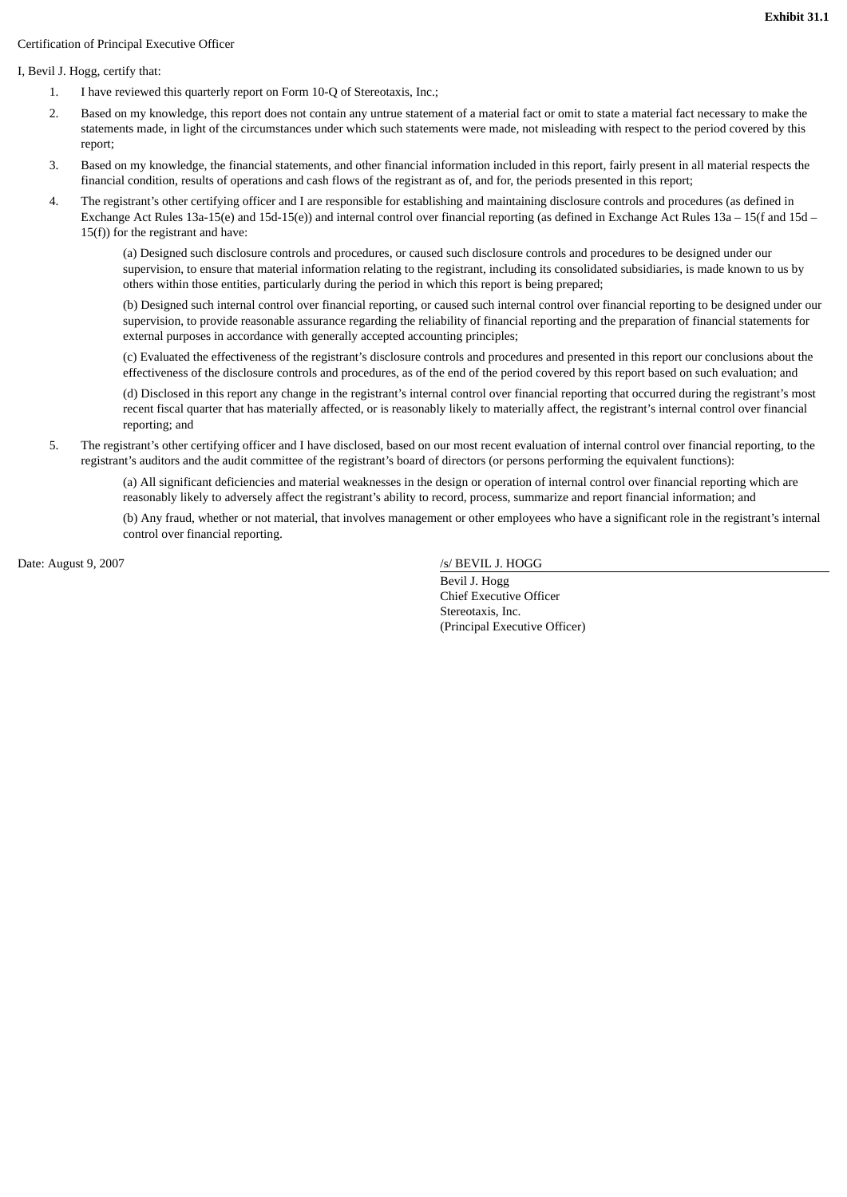**Exhibit 31.1**

Certification of Principal Executive Officer

I, Bevil J. Hogg, certify that:

1. I have reviewed this quarterly report on Form 10-Q of Stereotaxis, Inc.;
2. Based on my knowledge, this report does not contain any untrue statement of a material fact or omit to state a material fact necessary to make the statements made, in light of the circumstances under which such statements were made, not misleading with respect to the period covered by this report;
3. Based on my knowledge, the financial statements, and other financial information included in this report, fairly present in all material respects the financial condition, results of operations and cash flows of the registrant as of, and for, the periods presented in this report;
4. The registrant's other certifying officer and I are responsible for establishing and maintaining disclosure controls and procedures (as defined in Exchange Act Rules 13a-15(e) and 15d-15(e)) and internal control over financial reporting (as defined in Exchange Act Rules 13a – 15(f and 15d – 15(f)) for the registrant and have:

   (a) Designed such disclosure controls and procedures, or caused such disclosure controls and procedures to be designed under our supervision, to ensure that material information relating to the registrant, including its consolidated subsidiaries, is made known to us by others within those entities, particularly during the period in which this report is being prepared;

   (b) Designed such internal control over financial reporting, or caused such internal control over financial reporting to be designed under our supervision, to provide reasonable assurance regarding the reliability of financial reporting and the preparation of financial statements for external purposes in accordance with generally accepted accounting principles;

   (c) Evaluated the effectiveness of the registrant's disclosure controls and procedures and presented in this report our conclusions about the effectiveness of the disclosure controls and procedures, as of the end of the period covered by this report based on such evaluation; and

   (d) Disclosed in this report any change in the registrant's internal control over financial reporting that occurred during the registrant's most recent fiscal quarter that has materially affected, or is reasonably likely to materially affect, the registrant's internal control over financial reporting; and
5. The registrant's other certifying officer and I have disclosed, based on our most recent evaluation of internal control over financial reporting, to the registrant's auditors and the audit committee of the registrant's board of directors (or persons performing the equivalent functions):

   (a) All significant deficiencies and material weaknesses in the design or operation of internal control over financial reporting which are reasonably likely to adversely affect the registrant's ability to record, process, summarize and report financial information; and

   (b) Any fraud, whether or not material, that involves management or other employees who have a significant role in the registrant's internal control over financial reporting.

Date: August 9, 2007

/s/ BEVIL J. HOGG

Bevil J. Hogg
Chief Executive Officer
Stereotaxis, Inc.
(Principal Executive Officer)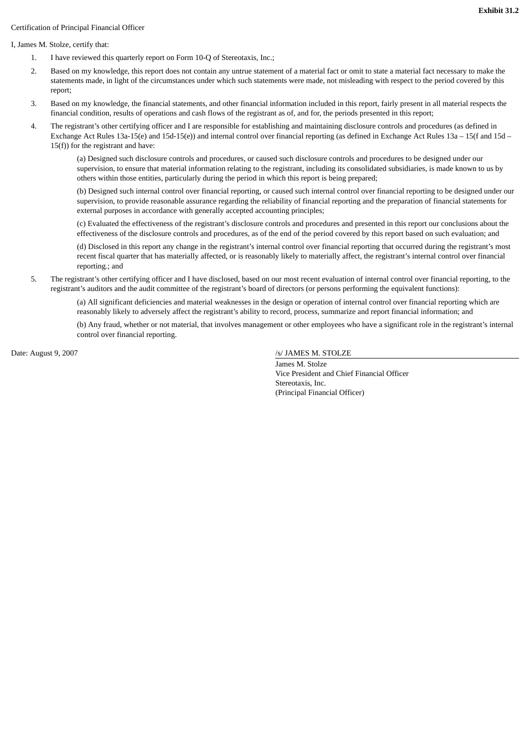**Exhibit 31.2**

Certification of Principal Financial Officer

I, James M. Stolze, certify that:

1. I have reviewed this quarterly report on Form 10-Q of Stereotaxis, Inc.;
2. Based on my knowledge, this report does not contain any untrue statement of a material fact or omit to state a material fact necessary to make the statements made, in light of the circumstances under which such statements were made, not misleading with respect to the period covered by this report;
3. Based on my knowledge, the financial statements, and other financial information included in this report, fairly present in all material respects the financial condition, results of operations and cash flows of the registrant as of, and for, the periods presented in this report;
4. The registrant's other certifying officer and I are responsible for establishing and maintaining disclosure controls and procedures (as defined in Exchange Act Rules 13a-15(e) and 15d-15(e)) and internal control over financial reporting (as defined in Exchange Act Rules 13a – 15(f and 15d – 15(f)) for the registrant and have:

   (a) Designed such disclosure controls and procedures, or caused such disclosure controls and procedures to be designed under our supervision, to ensure that material information relating to the registrant, including its consolidated subsidiaries, is made known to us by others within those entities, particularly during the period in which this report is being prepared;

   (b) Designed such internal control over financial reporting, or caused such internal control over financial reporting to be designed under our supervision, to provide reasonable assurance regarding the reliability of financial reporting and the preparation of financial statements for external purposes in accordance with generally accepted accounting principles;

   (c) Evaluated the effectiveness of the registrant's disclosure controls and procedures and presented in this report our conclusions about the effectiveness of the disclosure controls and procedures, as of the end of the period covered by this report based on such evaluation; and

   (d) Disclosed in this report any change in the registrant's internal control over financial reporting that occurred during the registrant's most recent fiscal quarter that has materially affected, or is reasonably likely to materially affect, the registrant's internal control over financial reporting.; and

5. The registrant's other certifying officer and I have disclosed, based on our most recent evaluation of internal control over financial reporting, to the registrant's auditors and the audit committee of the registrant's board of directors (or persons performing the equivalent functions):

   (a) All significant deficiencies and material weaknesses in the design or operation of internal control over financial reporting which are reasonably likely to adversely affect the registrant's ability to record, process, summarize and report financial information; and

   (b) Any fraud, whether or not material, that involves management or other employees who have a significant role in the registrant's internal control over financial reporting.

Date: August 9, 2007

/s/ JAMES M. STOLZE

James M. Stolze
Vice President and Chief Financial Officer
Stereotaxis, Inc.
(Principal Financial Officer)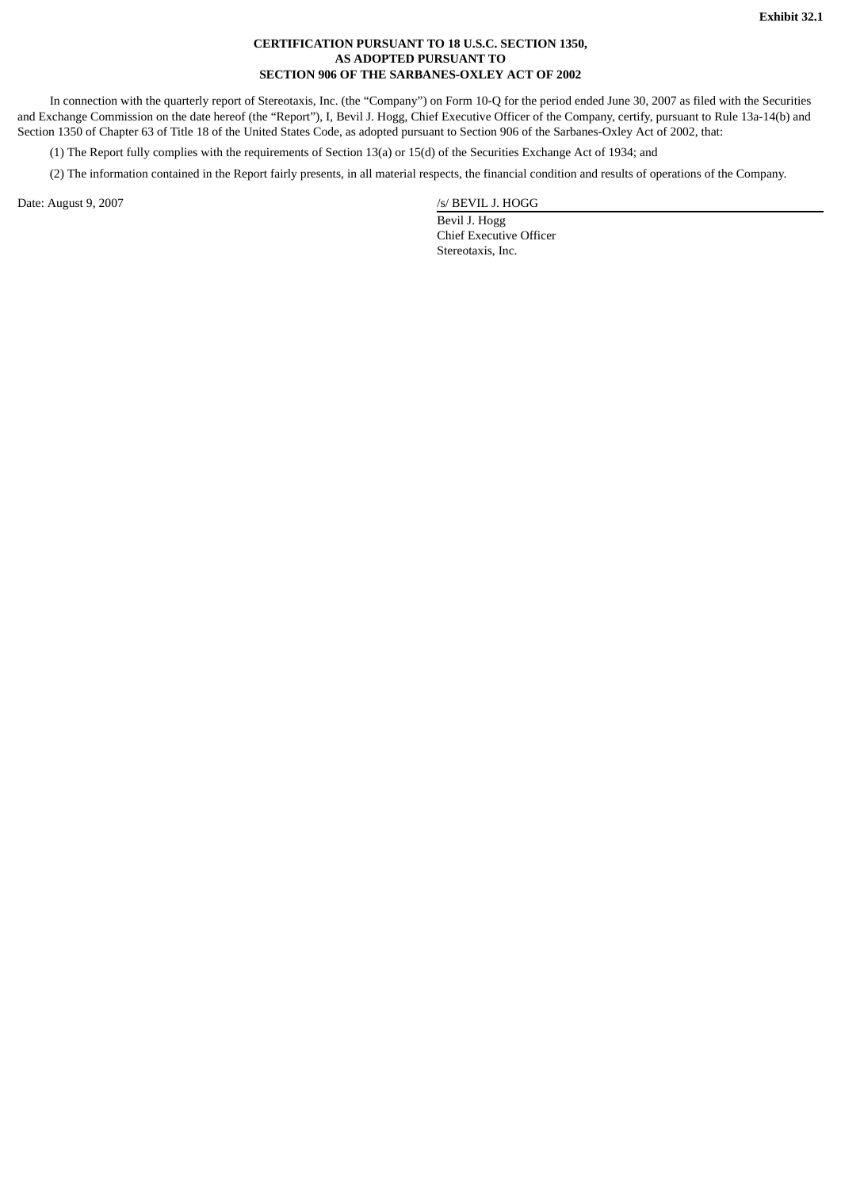**Exhibit 32.1**

**CERTIFICATION PURSUANT TO 18 U.S.C. SECTION 1350,**
**AS ADOPTED PURSUANT TO**
**SECTION 906 OF THE SARBANES-OXLEY ACT OF 2002**

In connection with the quarterly report of Stereotaxis, Inc. (the "Company") on Form 10-Q for the period ended June 30, 2007 as filed with the Securities and Exchange Commission on the date hereof (the "Report"), I, Bevil J. Hogg, Chief Executive Officer of the Company, certify, pursuant to Rule 13a-14(b) and Section 1350 of Chapter 63 of Title 18 of the United States Code, as adopted pursuant to Section 906 of the Sarbanes-Oxley Act of 2002, that:

(1) The Report fully complies with the requirements of Section 13(a) or 15(d) of the Securities Exchange Act of 1934; and

(2) The information contained in the Report fairly presents, in all material respects, the financial condition and results of operations of the Company.

Date: August 9, 2007

/s/ BEVIL J. HOGG

Bevil J. Hogg
Chief Executive Officer
Stereotaxis, Inc.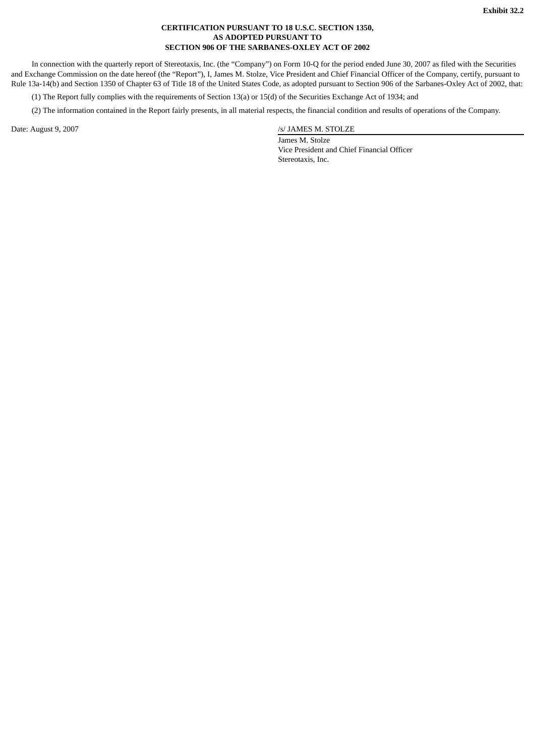**Exhibit 32.2**

**CERTIFICATION PURSUANT TO 18 U.S.C. SECTION 1350,**
**AS ADOPTED PURSUANT TO**
**SECTION 906 OF THE SARBANES-OXLEY ACT OF 2002**

In connection with the quarterly report of Stereotaxis, Inc. (the "Company") on Form 10-Q for the period ended June 30, 2007 as filed with the Securities and Exchange Commission on the date hereof (the "Report"), I, James M. Stolze, Vice President and Chief Financial Officer of the Company, certify, pursuant to Rule 13a-14(b) and Section 1350 of Chapter 63 of Title 18 of the United States Code, as adopted pursuant to Section 906 of the Sarbanes-Oxley Act of 2002, that:

(1) The Report fully complies with the requirements of Section 13(a) or 15(d) of the Securities Exchange Act of 1934; and

(2) The information contained in the Report fairly presents, in all material respects, the financial condition and results of operations of the Company.

Date: August 9, 2007

/s/ JAMES M. STOLZE

James M. Stolze
Vice President and Chief Financial Officer
Stereotaxis, Inc.